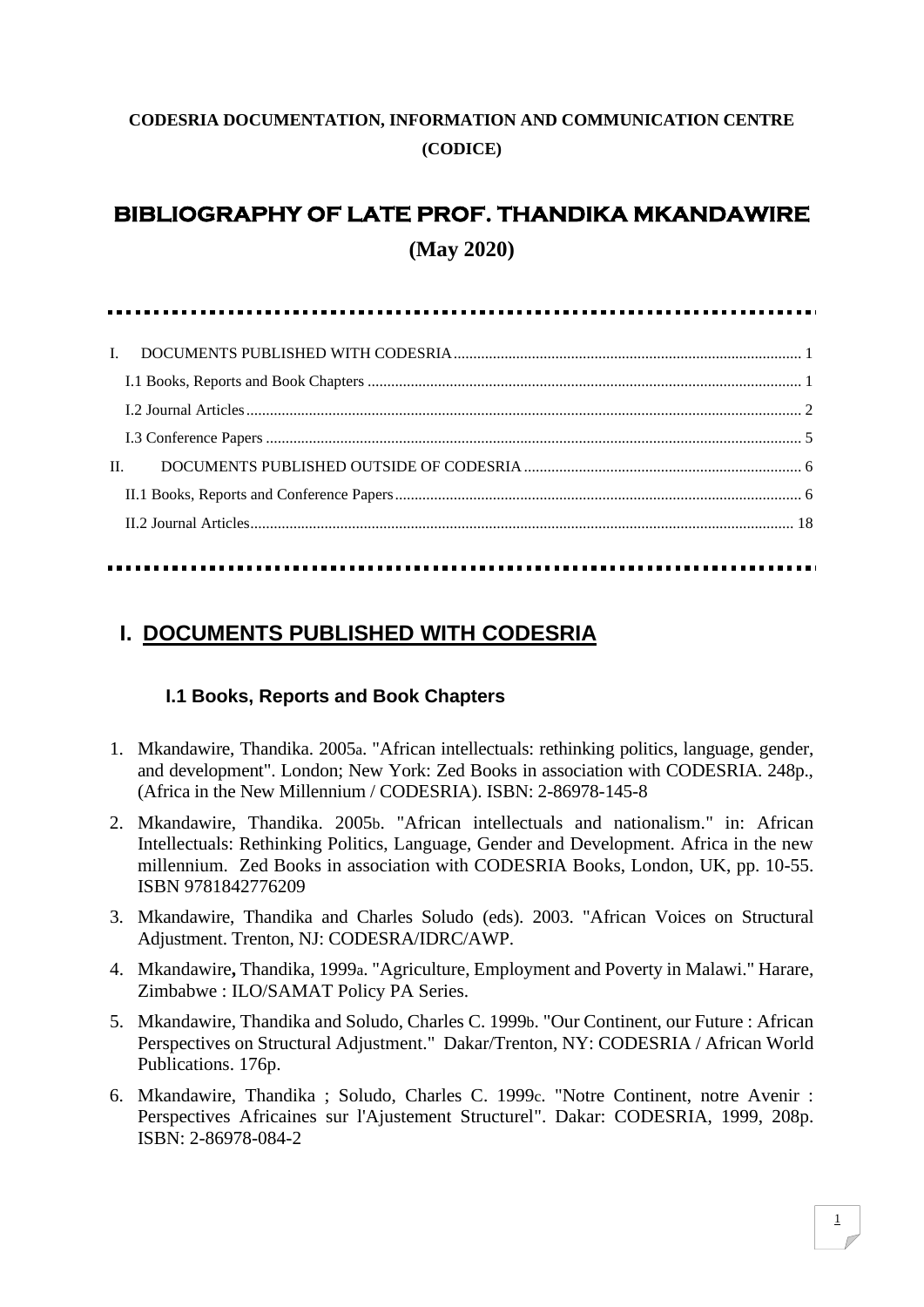**CODESRIA DOCUMENTATION, INFORMATION AND COMMUNICATION CENTRE (CODICE)**

# BIBLIOGRAPHY OF LATE PROF. THANDIKA MKANDAWIRE

**(May 2020)**

I. DOCUMENTS PUBLISHED WITH CODESRIA ........ 1
   I.1 Books, Reports and Book Chapters ........ 1
   I.2 Journal Articles ........ 2
   I.3 Conference Papers ........ 5
II. DOCUMENTS PUBLISHED OUTSIDE OF CODESRIA ........ 6
   II.1 Books, Reports and Conference Papers ........ 6
   II.2 Journal Articles ........ 18

## I. DOCUMENTS PUBLISHED WITH CODESRIA

### I.1 Books, Reports and Book Chapters

1. Mkandawire, Thandika. 2005a. "African intellectuals: rethinking politics, language, gender, and development". London; New York: Zed Books in association with CODESRIA. 248p., (Africa in the New Millennium / CODESRIA). ISBN: 2-86978-145-8
2. Mkandawire, Thandika. 2005b. "African intellectuals and nationalism." in: African Intellectuals: Rethinking Politics, Language, Gender and Development. Africa in the new millennium. Zed Books in association with CODESRIA Books, London, UK, pp. 10-55. ISBN 9781842776209
3. Mkandawire, Thandika and Charles Soludo (eds). 2003. "African Voices on Structural Adjustment. Trenton, NJ: CODESRA/IDRC/AWP.
4. Mkandawire**,** Thandika, 1999a. "Agriculture, Employment and Poverty in Malawi." Harare, Zimbabwe : ILO/SAMAT Policy PA Series.
5. Mkandawire, Thandika and Soludo, Charles C. 1999b. "Our Continent, our Future : African Perspectives on Structural Adjustment." Dakar/Trenton, NY: CODESRIA / African World Publications. 176p.
6. Mkandawire, Thandika ; Soludo, Charles C. 1999c. "Notre Continent, notre Avenir : Perspectives Africaines sur l'Ajustement Structurel". Dakar: CODESRIA, 1999, 208p. ISBN: 2-86978-084-2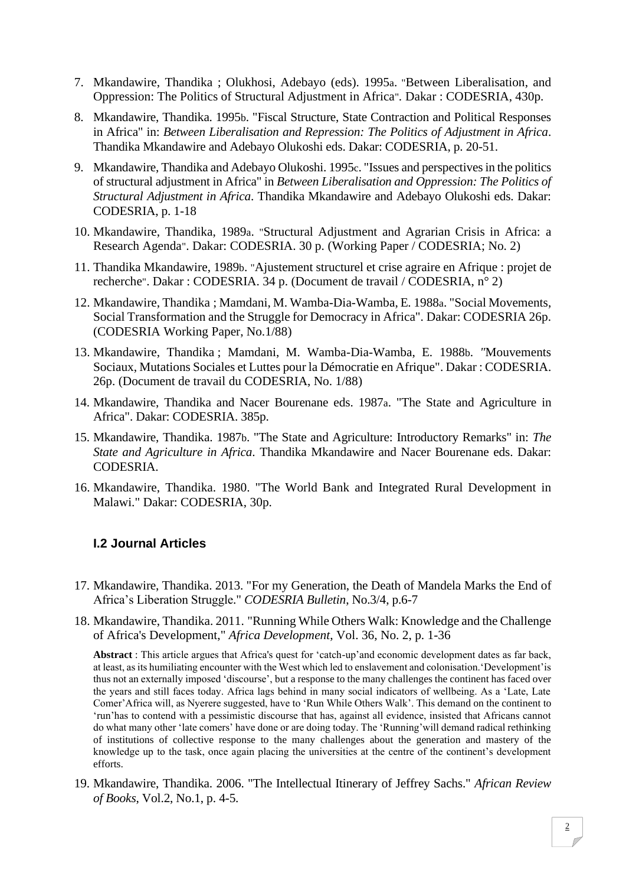7. Mkandawire, Thandika ; Olukhosi, Adebayo (eds). 1995a. "Between Liberalisation, and Oppression: The Politics of Structural Adjustment in Africa". Dakar : CODESRIA, 430p.
8. Mkandawire, Thandika. 1995b. "Fiscal Structure, State Contraction and Political Responses in Africa" in: *Between Liberalisation and Repression: The Politics of Adjustment in Africa*. Thandika Mkandawire and Adebayo Olukoshi eds. Dakar: CODESRIA, p. 20-51.
9. Mkandawire, Thandika and Adebayo Olukoshi. 1995c. "Issues and perspectives in the politics of structural adjustment in Africa" in *Between Liberalisation and Oppression: The Politics of Structural Adjustment in Africa*. Thandika Mkandawire and Adebayo Olukoshi eds. Dakar: CODESRIA, p. 1-18
10. Mkandawire, Thandika, 1989a. "Structural Adjustment and Agrarian Crisis in Africa: a Research Agenda". Dakar: CODESRIA. 30 p. (Working Paper / CODESRIA; No. 2)
11. Thandika Mkandawire, 1989b. "Ajustement structurel et crise agraire en Afrique : projet de recherche". Dakar : CODESRIA. 34 p. (Document de travail / CODESRIA, n° 2)
12. Mkandawire, Thandika ; Mamdani, M. Wamba-Dia-Wamba, E. 1988a. "Social Movements, Social Transformation and the Struggle for Democracy in Africa". Dakar: CODESRIA 26p. (CODESRIA Working Paper, No.1/88)
13. Mkandawire, Thandika ; Mamdani, M. Wamba-Dia-Wamba, E. 1988b. "Mouvements Sociaux, Mutations Sociales et Luttes pour la Démocratie en Afrique". Dakar : CODESRIA. 26p. (Document de travail du CODESRIA, No. 1/88)
14. Mkandawire, Thandika and Nacer Bourenane eds. 1987a. "The State and Agriculture in Africa". Dakar: CODESRIA. 385p.
15. Mkandawire, Thandika. 1987b. "The State and Agriculture: Introductory Remarks" in: *The State and Agriculture in Africa*. Thandika Mkandawire and Nacer Bourenane eds. Dakar: CODESRIA.
16. Mkandawire, Thandika. 1980. "The World Bank and Integrated Rural Development in Malawi." Dakar: CODESRIA, 30p.

### I.2 Journal Articles

17. Mkandawire, Thandika. 2013. "For my Generation, the Death of Mandela Marks the End of Africa's Liberation Struggle." *CODESRIA Bulletin*, No.3/4, p.6-7
18. Mkandawire, Thandika. 2011. "Running While Others Walk: Knowledge and the Challenge of Africa's Development," *Africa Development*, Vol. 36, No. 2, p. 1-36

    **Abstract** : This article argues that Africa's quest for 'catch-up'and economic development dates as far back, at least, as its humiliating encounter with the West which led to enslavement and colonisation.'Development'is thus not an externally imposed 'discourse', but a response to the many challenges the continent has faced over the years and still faces today. Africa lags behind in many social indicators of wellbeing. As a 'Late, Late Comer'Africa will, as Nyerere suggested, have to 'Run While Others Walk'. This demand on the continent to 'run'has to contend with a pessimistic discourse that has, against all evidence, insisted that Africans cannot do what many other 'late comers' have done or are doing today. The 'Running'will demand radical rethinking of institutions of collective response to the many challenges about the generation and mastery of the knowledge up to the task, once again placing the universities at the centre of the continent's development efforts.

19. Mkandawire, Thandika. 2006. "The Intellectual Itinerary of Jeffrey Sachs." *African Review of Books*, Vol.2, No.1, p. 4-5.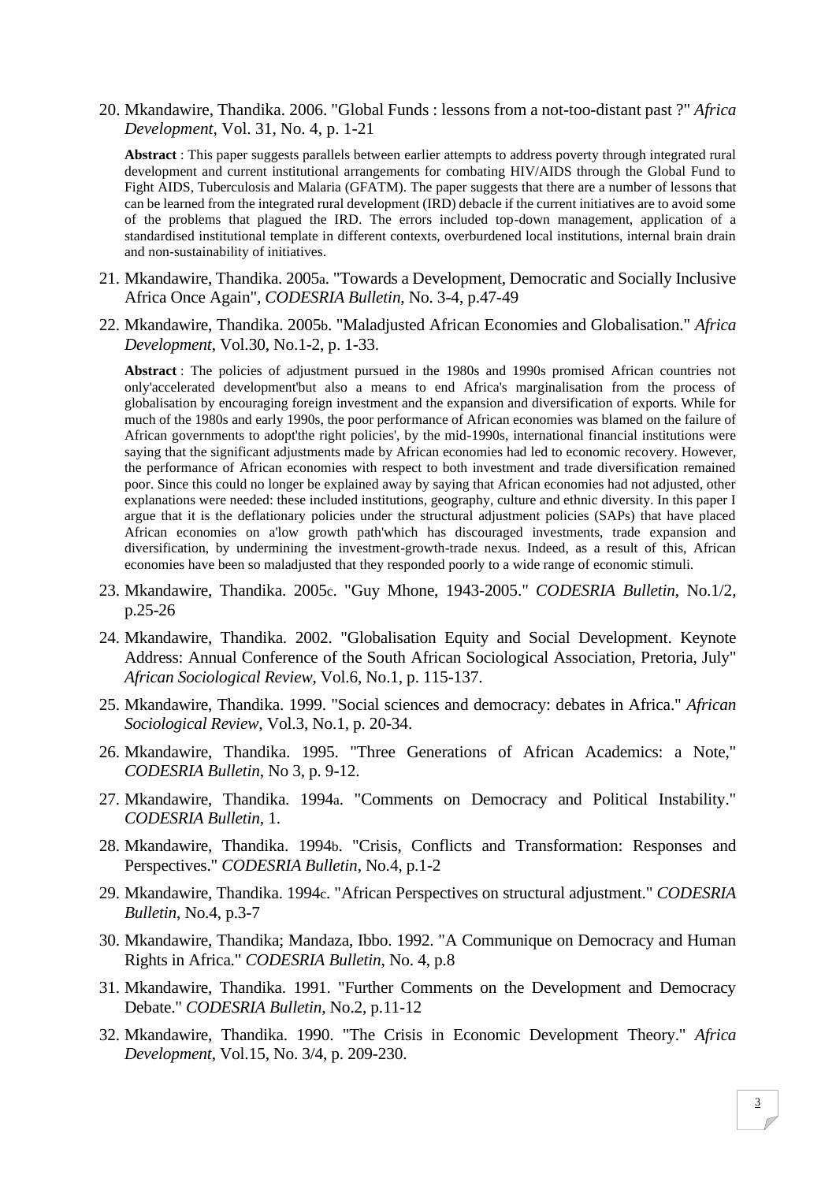20. Mkandawire, Thandika. 2006. "Global Funds : lessons from a not-too-distant past ?" *Africa Development*, Vol. 31, No. 4, p. 1-21

    **Abstract** : This paper suggests parallels between earlier attempts to address poverty through integrated rural development and current institutional arrangements for combating HIV/AIDS through the Global Fund to Fight AIDS, Tuberculosis and Malaria (GFATM). The paper suggests that there are a number of lessons that can be learned from the integrated rural development (IRD) debacle if the current initiatives are to avoid some of the problems that plagued the IRD. The errors included top-down management, application of a standardised institutional template in different contexts, overburdened local institutions, internal brain drain and non-sustainability of initiatives.

21. Mkandawire, Thandika. 2005a. "Towards a Development, Democratic and Socially Inclusive Africa Once Again", *CODESRIA Bulletin*, No. 3-4, p.47-49

22. Mkandawire, Thandika. 2005b. "Maladjusted African Economies and Globalisation." *Africa Development*, Vol.30, No.1-2, p. 1-33.

    **Abstract** : The policies of adjustment pursued in the 1980s and 1990s promised African countries not only'accelerated development'but also a means to end Africa's marginalisation from the process of globalisation by encouraging foreign investment and the expansion and diversification of exports. While for much of the 1980s and early 1990s, the poor performance of African economies was blamed on the failure of African governments to adopt'the right policies', by the mid-1990s, international financial institutions were saying that the significant adjustments made by African economies had led to economic recovery. However, the performance of African economies with respect to both investment and trade diversification remained poor. Since this could no longer be explained away by saying that African economies had not adjusted, other explanations were needed: these included institutions, geography, culture and ethnic diversity. In this paper I argue that it is the deflationary policies under the structural adjustment policies (SAPs) that have placed African economies on a'low growth path'which has discouraged investments, trade expansion and diversification, by undermining the investment-growth-trade nexus. Indeed, as a result of this, African economies have been so maladjusted that they responded poorly to a wide range of economic stimuli.

23. Mkandawire, Thandika. 2005c. "Guy Mhone, 1943-2005." *CODESRIA Bulletin*, No.1/2, p.25-26

24. Mkandawire, Thandika. 2002. "Globalisation Equity and Social Development. Keynote Address: Annual Conference of the South African Sociological Association, Pretoria, July" *African Sociological Review*, Vol.6, No.1, p. 115-137.

25. Mkandawire, Thandika. 1999. "Social sciences and democracy: debates in Africa." *African Sociological Review*, Vol.3, No.1, p. 20-34.

26. Mkandawire, Thandika. 1995. "Three Generations of African Academics: a Note," *CODESRIA Bulletin*, No 3, p. 9-12.

27. Mkandawire, Thandika. 1994a. "Comments on Democracy and Political Instability." *CODESRIA Bulletin*, 1.

28. Mkandawire, Thandika. 1994b. "Crisis, Conflicts and Transformation: Responses and Perspectives." *CODESRIA Bulletin*, No.4, p.1-2

29. Mkandawire, Thandika. 1994c. "African Perspectives on structural adjustment." *CODESRIA Bulletin*, No.4, p.3-7

30. Mkandawire, Thandika; Mandaza, Ibbo. 1992. "A Communique on Democracy and Human Rights in Africa." *CODESRIA Bulletin*, No. 4, p.8

31. Mkandawire, Thandika. 1991. "Further Comments on the Development and Democracy Debate." *CODESRIA Bulletin*, No.2, p.11-12

32. Mkandawire, Thandika. 1990. "The Crisis in Economic Development Theory." *Africa Development*, Vol.15, No. 3/4, p. 209-230.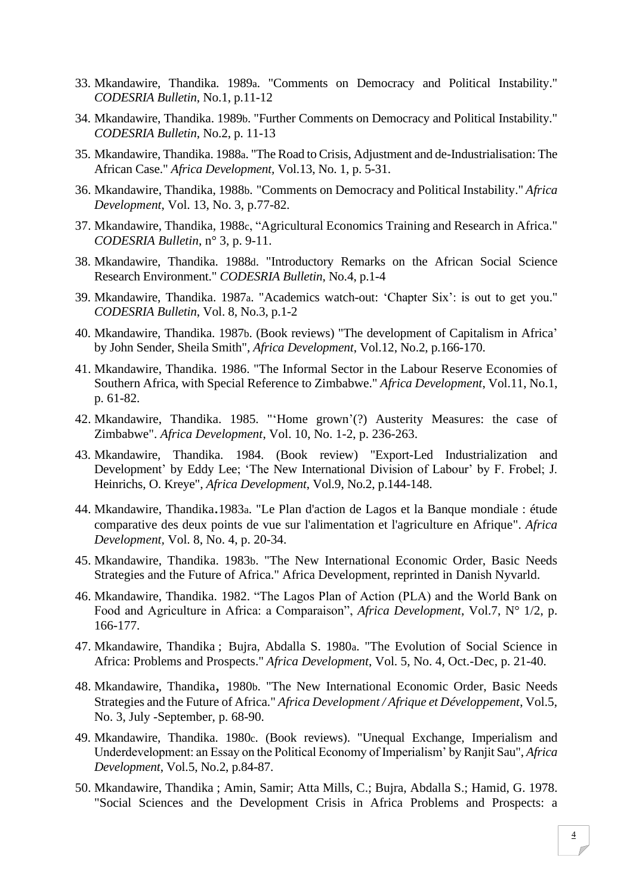33. Mkandawire, Thandika. 1989a. "Comments on Democracy and Political Instability." *CODESRIA Bulletin*, No.1, p.11-12
34. Mkandawire, Thandika. 1989b. "Further Comments on Democracy and Political Instability." *CODESRIA Bulletin*, No.2, p. 11-13
35. Mkandawire, Thandika. 1988a. "The Road to Crisis, Adjustment and de-Industrialisation: The African Case." *Africa Development,* Vol.13, No. 1, p. 5-31.
36. Mkandawire, Thandika, 1988b. "Comments on Democracy and Political Instability." *Africa Development*, Vol. 13, No. 3, p.77-82.
37. Mkandawire, Thandika, 1988c, "Agricultural Economics Training and Research in Africa." *CODESRIA Bulletin*, n° 3, p. 9-11.
38. Mkandawire, Thandika. 1988d. "Introductory Remarks on the African Social Science Research Environment." *CODESRIA Bulletin*, No.4, p.1-4
39. Mkandawire, Thandika. 1987a. "Academics watch-out: 'Chapter Six': is out to get you." *CODESRIA Bulletin*, Vol. 8, No.3, p.1-2
40. Mkandawire, Thandika. 1987b. (Book reviews) "The development of Capitalism in Africa' by John Sender, Sheila Smith", *Africa Development*, Vol.12, No.2, p.166-170.
41. Mkandawire, Thandika. 1986. "The Informal Sector in the Labour Reserve Economies of Southern Africa, with Special Reference to Zimbabwe." *Africa Development*, Vol.11, No.1, p. 61-82.
42. Mkandawire, Thandika. 1985. "'Home grown'(?) Austerity Measures: the case of Zimbabwe". *Africa Development*, Vol. 10, No. 1-2, p. 236-263.
43. Mkandawire, Thandika. 1984. (Book review) "Export-Led Industrialization and Development' by Eddy Lee; 'The New International Division of Labour' by F. Frobel; J. Heinrichs, O. Kreye", *Africa Development*, Vol.9, No.2, p.144-148.
44. Mkandawire, Thandika. 1983a. "Le Plan d'action de Lagos et la Banque mondiale : étude comparative des deux points de vue sur l'alimentation et l'agriculture en Afrique". *Africa Development,* Vol. 8, No. 4, p. 20-34.
45. Mkandawire, Thandika. 1983b. "The New International Economic Order, Basic Needs Strategies and the Future of Africa." Africa Development, reprinted in Danish Nyvarld.
46. Mkandawire, Thandika. 1982. "The Lagos Plan of Action (PLA) and the World Bank on Food and Agriculture in Africa: a Comparaison", *Africa Development*, Vol.7, N° 1/2, p. 166-177.
47. Mkandawire, Thandika ; Bujra, Abdalla S. 1980a. "The Evolution of Social Science in Africa: Problems and Prospects." *Africa Development*, Vol. 5, No. 4, Oct.-Dec, p. 21-40.
48. Mkandawire, Thandika, 1980b. "The New International Economic Order, Basic Needs Strategies and the Future of Africa." *Africa Development / Afrique et Développement*, Vol.5, No. 3, July -September, p. 68-90.
49. Mkandawire, Thandika. 1980c. (Book reviews). "Unequal Exchange, Imperialism and Underdevelopment: an Essay on the Political Economy of Imperialism' by Ranjit Sau", *Africa Development*, Vol.5, No.2, p.84-87.
50. Mkandawire, Thandika ; Amin, Samir; Atta Mills, C.; Bujra, Abdalla S.; Hamid, G. 1978. "Social Sciences and the Development Crisis in Africa Problems and Prospects: a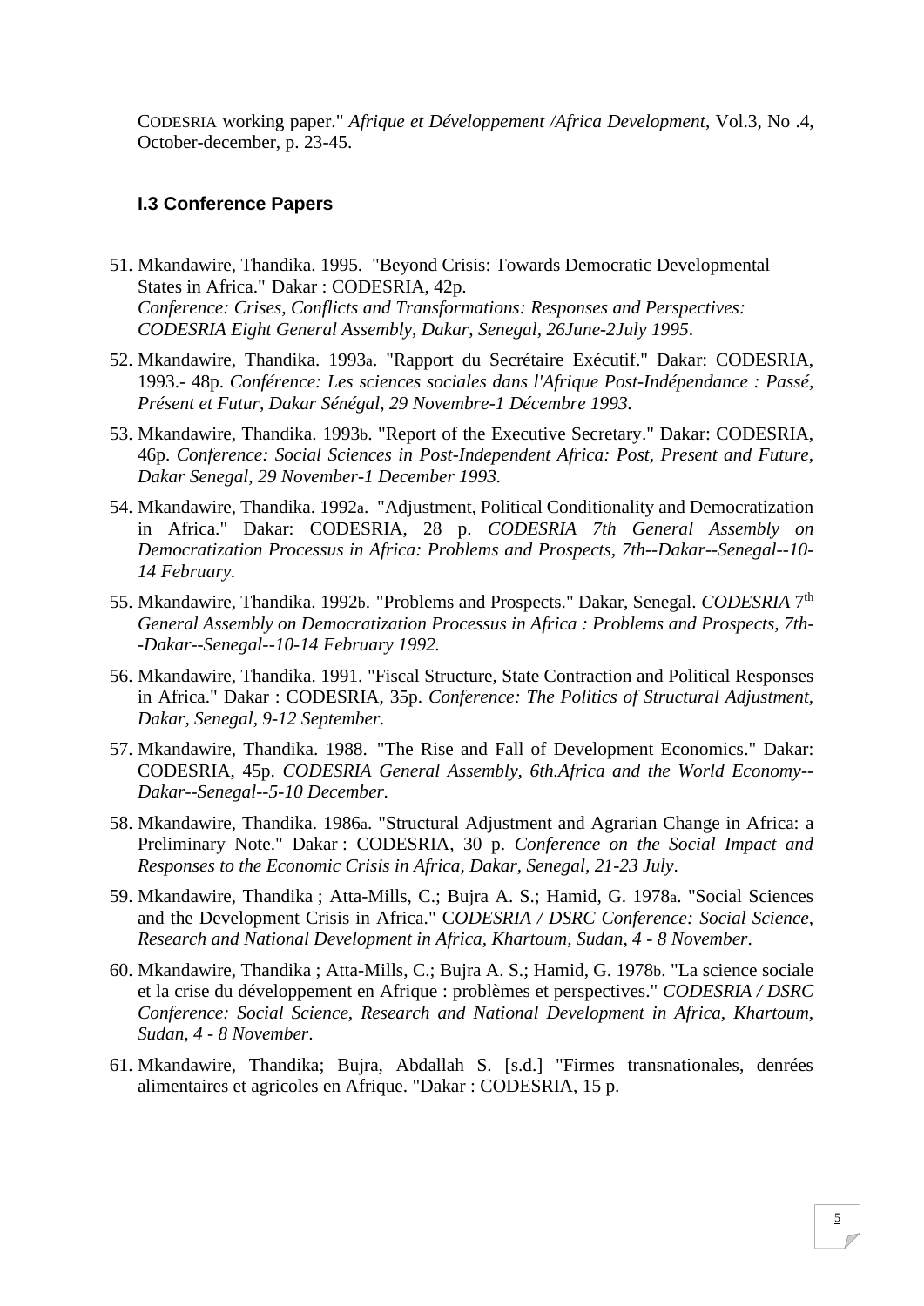CODESRIA working paper." *Afrique et Développement /Africa Development*, Vol.3, No .4, October-december, p. 23-45.

### I.3 Conference Papers

51. Mkandawire, Thandika. 1995. "Beyond Crisis: Towards Democratic Developmental States in Africa." Dakar : CODESRIA, 42p. *Conference: Crises, Conflicts and Transformations: Responses and Perspectives: CODESRIA Eight General Assembly, Dakar, Senegal, 26June-2July 1995*.
52. Mkandawire, Thandika. 1993a. "Rapport du Secrétaire Exécutif." Dakar: CODESRIA, 1993.- 48p. *Conférence: Les sciences sociales dans l'Afrique Post-Indépendance : Passé, Présent et Futur, Dakar Sénégal, 29 Novembre-1 Décembre 1993.*
53. Mkandawire, Thandika. 1993b. "Report of the Executive Secretary." Dakar: CODESRIA, 46p. *Conference: Social Sciences in Post-Independent Africa: Post, Present and Future, Dakar Senegal, 29 November-1 December 1993.*
54. Mkandawire, Thandika. 1992a. "Adjustment, Political Conditionality and Democratization in Africa." Dakar: CODESRIA, 28 p. *CODESRIA 7th General Assembly on Democratization Processus in Africa: Problems and Prospects, 7th--Dakar--Senegal--10-14 February.*
55. Mkandawire, Thandika. 1992b. "Problems and Prospects." Dakar, Senegal. *CODESRIA* 7th *General Assembly on Democratization Processus in Africa : Problems and Prospects, 7th--Dakar--Senegal--10-14 February 1992.*
56. Mkandawire, Thandika. 1991. "Fiscal Structure, State Contraction and Political Responses in Africa." Dakar : CODESRIA, 35p. *Conference: The Politics of Structural Adjustment, Dakar, Senegal, 9-12 September.*
57. Mkandawire, Thandika. 1988. "The Rise and Fall of Development Economics." Dakar: CODESRIA, 45p. *CODESRIA General Assembly, 6th.Africa and the World Economy--Dakar--Senegal--5-10 December.*
58. Mkandawire, Thandika. 1986a. "Structural Adjustment and Agrarian Change in Africa: a Preliminary Note." Dakar : CODESRIA, 30 p. *Conference on the Social Impact and Responses to the Economic Crisis in Africa, Dakar, Senegal, 21-23 July*.
59. Mkandawire, Thandika ; Atta-Mills, C.; Bujra A. S.; Hamid, G. 1978a. "Social Sciences and the Development Crisis in Africa." C*ODESRIA / DSRC Conference: Social Science, Research and National Development in Africa, Khartoum, Sudan, 4 - 8 November*.
60. Mkandawire, Thandika ; Atta-Mills, C.; Bujra A. S.; Hamid, G. 1978b. "La science sociale et la crise du développement en Afrique : problèmes et perspectives." *CODESRIA / DSRC Conference: Social Science, Research and National Development in Africa, Khartoum, Sudan, 4 - 8 November*.
61. Mkandawire, Thandika; Bujra, Abdallah S. [s.d.] "Firmes transnationales, denrées alimentaires et agricoles en Afrique. "Dakar : CODESRIA, 15 p.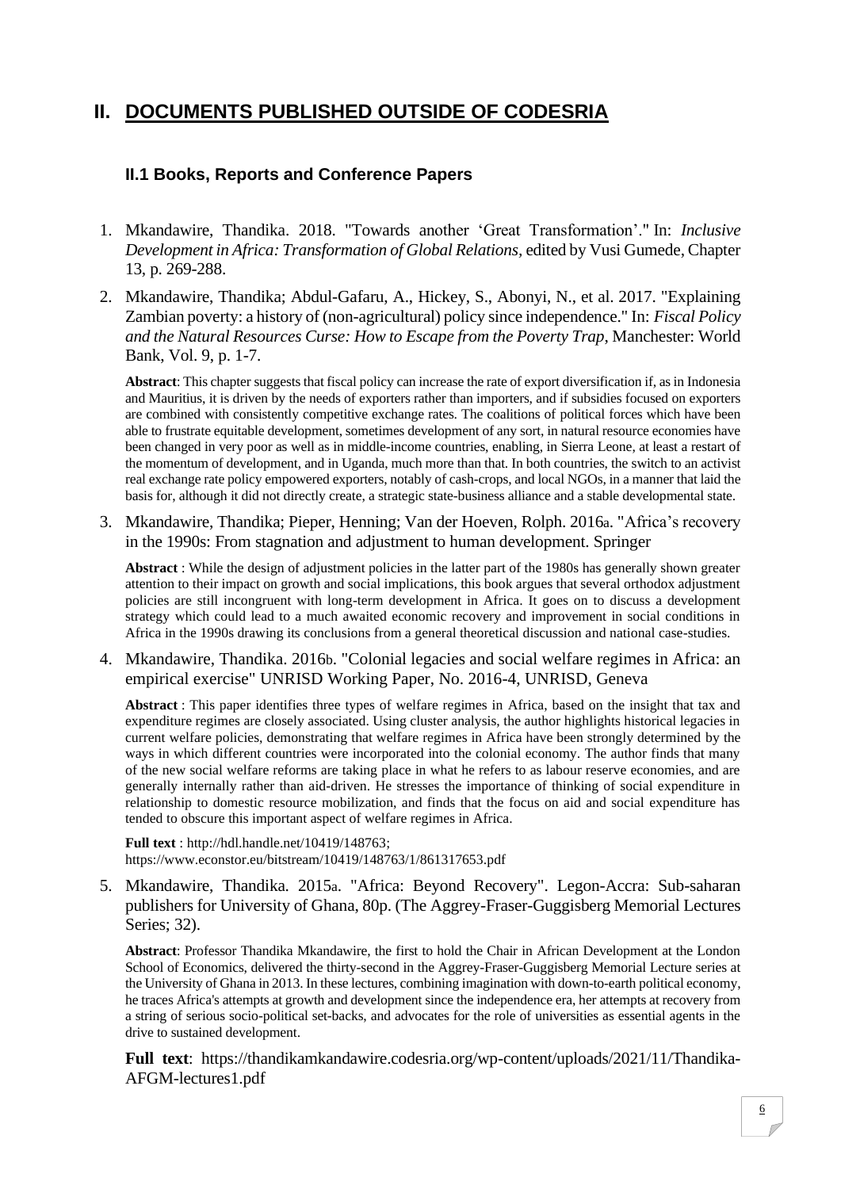# II. DOCUMENTS PUBLISHED OUTSIDE OF CODESRIA

### II.1 Books, Reports and Conference Papers

1. Mkandawire, Thandika. 2018. "Towards another 'Great Transformation'." In: *Inclusive Development in Africa: Transformation of Global Relations*, edited by Vusi Gumede, Chapter 13, p. 269-288.

2. Mkandawire, Thandika; Abdul-Gafaru, A., Hickey, S., Abonyi, N., et al. 2017. "Explaining Zambian poverty: a history of (non-agricultural) policy since independence." In: *Fiscal Policy and the Natural Resources Curse: How to Escape from the Poverty Trap*, Manchester: World Bank, Vol. 9, p. 1-7.

   **Abstract**: This chapter suggests that fiscal policy can increase the rate of export diversification if, as in Indonesia and Mauritius, it is driven by the needs of exporters rather than importers, and if subsidies focused on exporters are combined with consistently competitive exchange rates. The coalitions of political forces which have been able to frustrate equitable development, sometimes development of any sort, in natural resource economies have been changed in very poor as well as in middle-income countries, enabling, in Sierra Leone, at least a restart of the momentum of development, and in Uganda, much more than that. In both countries, the switch to an activist real exchange rate policy empowered exporters, notably of cash-crops, and local NGOs, in a manner that laid the basis for, although it did not directly create, a strategic state-business alliance and a stable developmental state.

3. Mkandawire, Thandika; Pieper, Henning; Van der Hoeven, Rolph. 2016a. "Africa's recovery in the 1990s: From stagnation and adjustment to human development. Springer

   **Abstract** : While the design of adjustment policies in the latter part of the 1980s has generally shown greater attention to their impact on growth and social implications, this book argues that several orthodox adjustment policies are still incongruent with long-term development in Africa. It goes on to discuss a development strategy which could lead to a much awaited economic recovery and improvement in social conditions in Africa in the 1990s drawing its conclusions from a general theoretical discussion and national case-studies.

4. Mkandawire, Thandika. 2016b. "Colonial legacies and social welfare regimes in Africa: an empirical exercise" UNRISD Working Paper, No. 2016-4, UNRISD, Geneva

   **Abstract** : This paper identifies three types of welfare regimes in Africa, based on the insight that tax and expenditure regimes are closely associated. Using cluster analysis, the author highlights historical legacies in current welfare policies, demonstrating that welfare regimes in Africa have been strongly determined by the ways in which different countries were incorporated into the colonial economy. The author finds that many of the new social welfare reforms are taking place in what he refers to as labour reserve economies, and are generally internally rather than aid-driven. He stresses the importance of thinking of social expenditure in relationship to domestic resource mobilization, and finds that the focus on aid and social expenditure has tended to obscure this important aspect of welfare regimes in Africa.

   **Full text** : http://hdl.handle.net/10419/148763; https://www.econstor.eu/bitstream/10419/148763/1/861317653.pdf

5. Mkandawire, Thandika. 2015a. "Africa: Beyond Recovery". Legon-Accra: Sub-saharan publishers for University of Ghana, 80p. (The Aggrey-Fraser-Guggisberg Memorial Lectures Series; 32).

   **Abstract**: Professor Thandika Mkandawire, the first to hold the Chair in African Development at the London School of Economics, delivered the thirty-second in the Aggrey-Fraser-Guggisberg Memorial Lecture series at the University of Ghana in 2013. In these lectures, combining imagination with down-to-earth political economy, he traces Africa's attempts at growth and development since the independence era, her attempts at recovery from a string of serious socio-political set-backs, and advocates for the role of universities as essential agents in the drive to sustained development.

   **Full text**: https://thandikamkandawire.codesria.org/wp-content/uploads/2021/11/Thandika-AFGM-lectures1.pdf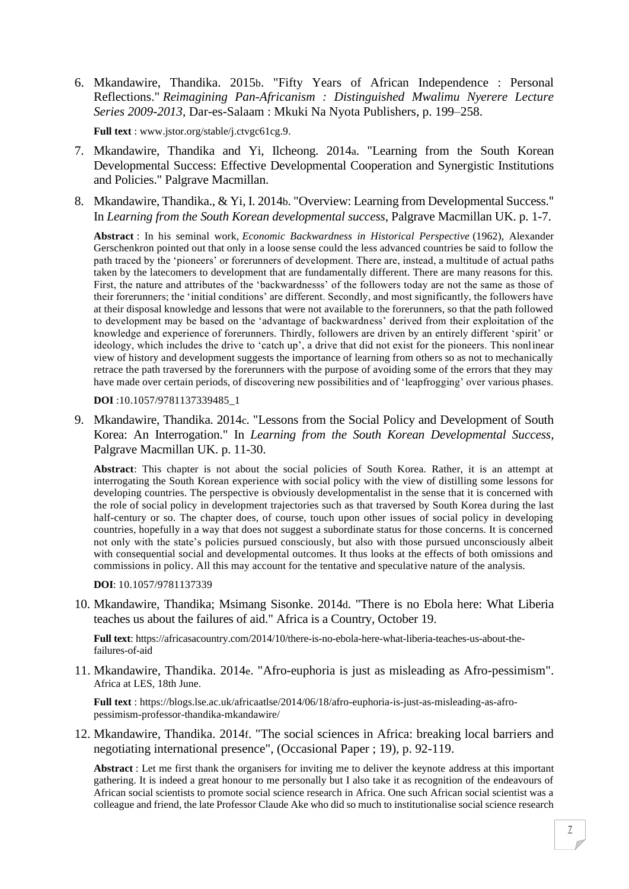6. Mkandawire, Thandika. 2015b. "Fifty Years of African Independence : Personal Reflections." *Reimagining Pan-Africanism : Distinguished Mwalimu Nyerere Lecture Series 2009-2013*, Dar-es-Salaam : Mkuki Na Nyota Publishers, p. 199–258.

   **Full text** : www.jstor.org/stable/j.ctvgc61cg.9.

7. Mkandawire, Thandika and Yi, Ilcheong. 2014a. "Learning from the South Korean Developmental Success: Effective Developmental Cooperation and Synergistic Institutions and Policies." Palgrave Macmillan.

8. Mkandawire, Thandika., & Yi, I. 2014b. "Overview: Learning from Developmental Success." In *Learning from the South Korean developmental success*, Palgrave Macmillan UK. p. 1-7.

   **Abstract** : In his seminal work, *Economic Backwardness in Historical Perspective* (1962), Alexander Gerschenkron pointed out that only in a loose sense could the less advanced countries be said to follow the path traced by the 'pioneers' or forerunners of development. There are, instead, a multitude of actual paths taken by the latecomers to development that are fundamentally different. There are many reasons for this. First, the nature and attributes of the 'backwardnesss' of the followers today are not the same as those of their forerunners; the 'initial conditions' are different. Secondly, and most significantly, the followers have at their disposal knowledge and lessons that were not available to the forerunners, so that the path followed to development may be based on the 'advantage of backwardness' derived from their exploitation of the knowledge and experience of forerunners. Thirdly, followers are driven by an entirely different 'spirit' or ideology, which includes the drive to 'catch up', a drive that did not exist for the pioneers. This nonlinear view of history and development suggests the importance of learning from others so as not to mechanically retrace the path traversed by the forerunners with the purpose of avoiding some of the errors that they may have made over certain periods, of discovering new possibilities and of 'leapfrogging' over various phases.

   **DOI** :10.1057/9781137339485_1

9. Mkandawire, Thandika. 2014c. "Lessons from the Social Policy and Development of South Korea: An Interrogation." In *Learning from the South Korean Developmental Success*, Palgrave Macmillan UK. p. 11-30.

   **Abstract**: This chapter is not about the social policies of South Korea. Rather, it is an attempt at interrogating the South Korean experience with social policy with the view of distilling some lessons for developing countries. The perspective is obviously developmentalist in the sense that it is concerned with the role of social policy in development trajectories such as that traversed by South Korea during the last half-century or so. The chapter does, of course, touch upon other issues of social policy in developing countries, hopefully in a way that does not suggest a subordinate status for those concerns. It is concerned not only with the state's policies pursued consciously, but also with those pursued unconsciously albeit with consequential social and developmental outcomes. It thus looks at the effects of both omissions and commissions in policy. All this may account for the tentative and speculative nature of the analysis.

   **DOI**: 10.1057/9781137339

10. Mkandawire, Thandika; Msimang Sisonke. 2014d. "There is no Ebola here: What Liberia teaches us about the failures of aid." Africa is a Country, October 19.

    **Full text**: https://africasacountry.com/2014/10/there-is-no-ebola-here-what-liberia-teaches-us-about-the-failures-of-aid

11. Mkandawire, Thandika. 2014e. "Afro-euphoria is just as misleading as Afro-pessimism". Africa at LES, 18th June.

    **Full text** : https://blogs.lse.ac.uk/africaatlse/2014/06/18/afro-euphoria-is-just-as-misleading-as-afro-pessimism-professor-thandika-mkandawire/

12. Mkandawire, Thandika. 2014f. "The social sciences in Africa: breaking local barriers and negotiating international presence", (Occasional Paper ; 19), p. 92-119.

    **Abstract** : Let me first thank the organisers for inviting me to deliver the keynote address at this important gathering. It is indeed a great honour to me personally but I also take it as recognition of the endeavours of African social scientists to promote social science research in Africa. One such African social scientist was a colleague and friend, the late Professor Claude Ake who did so much to institutionalise social science research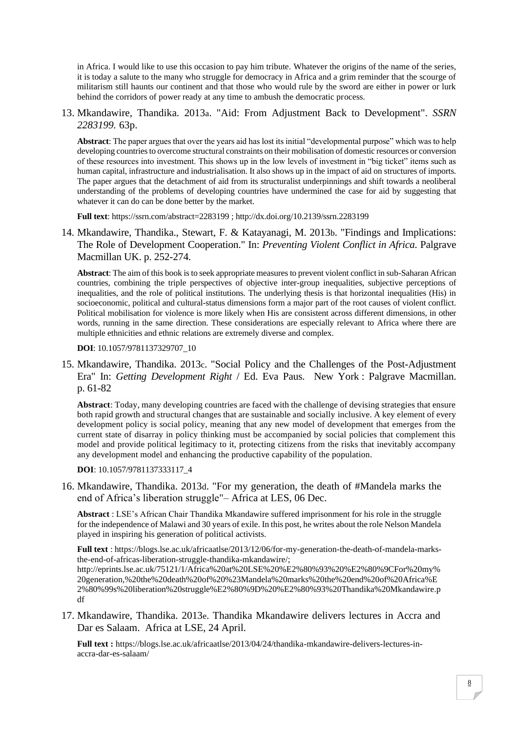in Africa. I would like to use this occasion to pay him tribute. Whatever the origins of the name of the series, it is today a salute to the many who struggle for democracy in Africa and a grim reminder that the scourge of militarism still haunts our continent and that those who would rule by the sword are either in power or lurk behind the corridors of power ready at any time to ambush the democratic process.

13. Mkandawire, Thandika. 2013a. "Aid: From Adjustment Back to Development". *SSRN 2283199*. 63p.

    **Abstract**: The paper argues that over the years aid has lost its initial "developmental purpose" which was to help developing countries to overcome structural constraints on their mobilisation of domestic resources or conversion of these resources into investment. This shows up in the low levels of investment in "big ticket" items such as human capital, infrastructure and industrialisation. It also shows up in the impact of aid on structures of imports. The paper argues that the detachment of aid from its structuralist underpinnings and shift towards a neoliberal understanding of the problems of developing countries have undermined the case for aid by suggesting that whatever it can do can be done better by the market.

    **Full text**: https://ssrn.com/abstract=2283199 ; http://dx.doi.org/10.2139/ssrn.2283199

14. Mkandawire, Thandika., Stewart, F. & Katayanagi, M. 2013b. "Findings and Implications: The Role of Development Cooperation." In: *Preventing Violent Conflict in Africa*. Palgrave Macmillan UK. p. 252-274.

    **Abstract**: The aim of this book is to seek appropriate measures to prevent violent conflict in sub-Saharan African countries, combining the triple perspectives of objective inter-group inequalities, subjective perceptions of inequalities, and the role of political institutions. The underlying thesis is that horizontal inequalities (His) in socioeconomic, political and cultural-status dimensions form a major part of the root causes of violent conflict. Political mobilisation for violence is more likely when His are consistent across different dimensions, in other words, running in the same direction. These considerations are especially relevant to Africa where there are multiple ethnicities and ethnic relations are extremely diverse and complex.

    **DOI**: 10.1057/9781137329707_10

15. Mkandawire, Thandika. 2013c. "Social Policy and the Challenges of the Post-Adjustment Era" In: *Getting Development Right* / Ed. Eva Paus. New York : Palgrave Macmillan. p. 61-82

    **Abstract**: Today, many developing countries are faced with the challenge of devising strategies that ensure both rapid growth and structural changes that are sustainable and socially inclusive. A key element of every development policy is social policy, meaning that any new model of development that emerges from the current state of disarray in policy thinking must be accompanied by social policies that complement this model and provide political legitimacy to it, protecting citizens from the risks that inevitably accompany any development model and enhancing the productive capability of the population.

    **DOI**: 10.1057/9781137333117_4

16. Mkandawire, Thandika. 2013d. "For my generation, the death of #Mandela marks the end of Africa's liberation struggle"– Africa at LES, 06 Dec.

    **Abstract** : LSE's African Chair Thandika Mkandawire suffered imprisonment for his role in the struggle for the independence of Malawi and 30 years of exile. In this post, he writes about the role Nelson Mandela played in inspiring his generation of political activists.

    **Full text** : https://blogs.lse.ac.uk/africaatlse/2013/12/06/for-my-generation-the-death-of-mandela-marks-the-end-of-africas-liberation-struggle-thandika-mkandawire/; http://eprints.lse.ac.uk/75121/1/Africa%20at%20LSE%20%E2%80%93%20%E2%80%9CFor%20my%20generation,%20the%20death%20of%20%23Mandela%20marks%20the%20end%20of%20Africa%E2%80%99s%20liberation%20struggle%E2%80%9D%20%E2%80%93%20Thandika%20Mkandawire.pdf

17. Mkandawire, Thandika. 2013e. Thandika Mkandawire delivers lectures in Accra and Dar es Salaam. Africa at LSE, 24 April.

    **Full text :** https://blogs.lse.ac.uk/africaatlse/2013/04/24/thandika-mkandawire-delivers-lectures-in-accra-dar-es-salaam/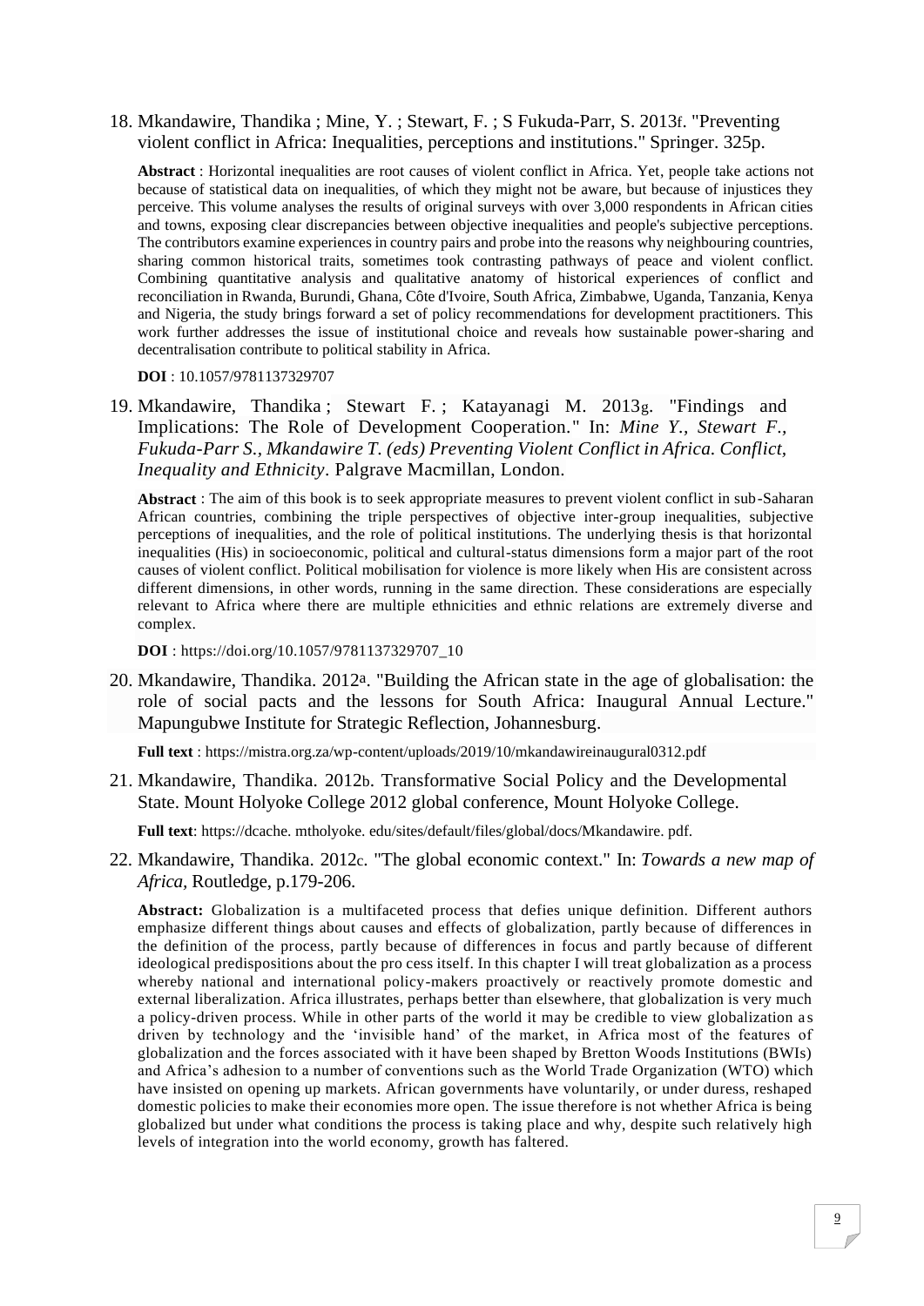18. Mkandawire, Thandika ; Mine, Y. ; Stewart, F. ; S Fukuda-Parr, S. 2013f. "Preventing violent conflict in Africa: Inequalities, perceptions and institutions." Springer. 325p.

    **Abstract** : Horizontal inequalities are root causes of violent conflict in Africa. Yet, people take actions not because of statistical data on inequalities, of which they might not be aware, but because of injustices they perceive. This volume analyses the results of original surveys with over 3,000 respondents in African cities and towns, exposing clear discrepancies between objective inequalities and people's subjective perceptions. The contributors examine experiences in country pairs and probe into the reasons why neighbouring countries, sharing common historical traits, sometimes took contrasting pathways of peace and violent conflict. Combining quantitative analysis and qualitative anatomy of historical experiences of conflict and reconciliation in Rwanda, Burundi, Ghana, Côte d'Ivoire, South Africa, Zimbabwe, Uganda, Tanzania, Kenya and Nigeria, the study brings forward a set of policy recommendations for development practitioners. This work further addresses the issue of institutional choice and reveals how sustainable power-sharing and decentralisation contribute to political stability in Africa.

    **DOI** : 10.1057/9781137329707

19. Mkandawire, Thandika ; Stewart F. ; Katayanagi M. 2013g. "Findings and Implications: The Role of Development Cooperation." In: *Mine Y., Stewart F., Fukuda-Parr S., Mkandawire T. (eds) Preventing Violent Conflict in Africa. Conflict, Inequality and Ethnicity*. Palgrave Macmillan, London.

    **Abstract** : The aim of this book is to seek appropriate measures to prevent violent conflict in sub-Saharan African countries, combining the triple perspectives of objective inter-group inequalities, subjective perceptions of inequalities, and the role of political institutions. The underlying thesis is that horizontal inequalities (His) in socioeconomic, political and cultural-status dimensions form a major part of the root causes of violent conflict. Political mobilisation for violence is more likely when His are consistent across different dimensions, in other words, running in the same direction. These considerations are especially relevant to Africa where there are multiple ethnicities and ethnic relations are extremely diverse and complex.

    **DOI** : https://doi.org/10.1057/9781137329707_10

20. Mkandawire, Thandika. 2012a. "Building the African state in the age of globalisation: the role of social pacts and the lessons for South Africa: Inaugural Annual Lecture." Mapungubwe Institute for Strategic Reflection, Johannesburg.

    **Full text** : https://mistra.org.za/wp-content/uploads/2019/10/mkandawireinaugural0312.pdf

21. Mkandawire, Thandika. 2012b. Transformative Social Policy and the Developmental State. Mount Holyoke College 2012 global conference, Mount Holyoke College.

    **Full text**: https://dcache. mtholyoke. edu/sites/default/files/global/docs/Mkandawire. pdf.

22. Mkandawire, Thandika. 2012c. "The global economic context." In: *Towards a new map of Africa,* Routledge, p.179-206.

    **Abstract:** Globalization is a multifaceted process that defies unique definition. Different authors emphasize different things about causes and effects of globalization, partly because of differences in the definition of the process, partly because of differences in focus and partly because of different ideological predispositions about the pro cess itself. In this chapter I will treat globalization as a process whereby national and international policy-makers proactively or reactively promote domestic and external liberalization. Africa illustrates, perhaps better than elsewhere, that globalization is very much a policy-driven process. While in other parts of the world it may be credible to view globalization as driven by technology and the 'invisible hand' of the market, in Africa most of the features of globalization and the forces associated with it have been shaped by Bretton Woods Institutions (BWIs) and Africa's adhesion to a number of conventions such as the World Trade Organization (WTO) which have insisted on opening up markets. African governments have voluntarily, or under duress, reshaped domestic policies to make their economies more open. The issue therefore is not whether Africa is being globalized but under what conditions the process is taking place and why, despite such relatively high levels of integration into the world economy, growth has faltered.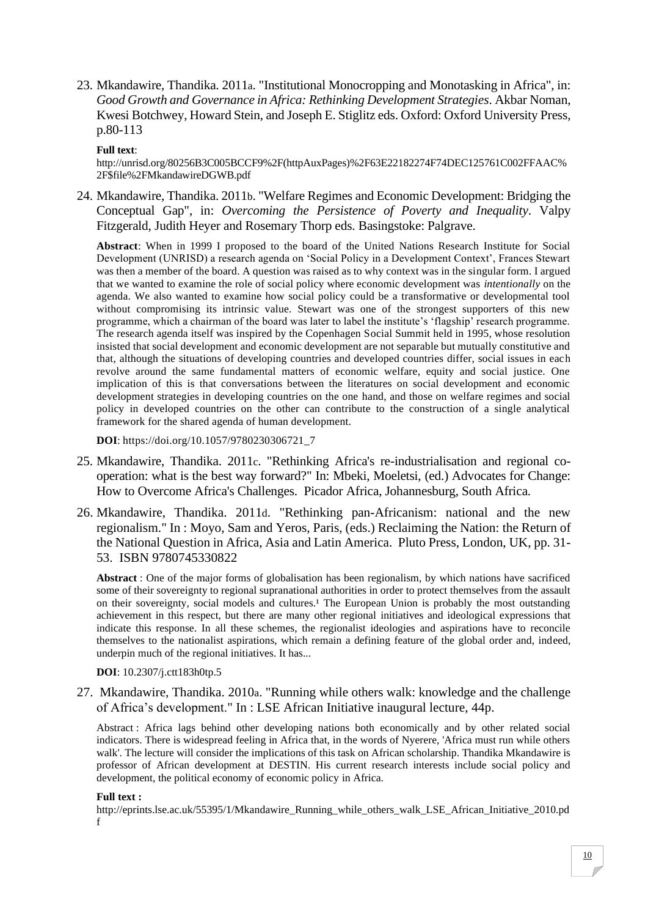23. Mkandawire, Thandika. 2011a. "Institutional Monocropping and Monotasking in Africa", in: *Good Growth and Governance in Africa: Rethinking Development Strategies*. Akbar Noman, Kwesi Botchwey, Howard Stein, and Joseph E. Stiglitz eds. Oxford: Oxford University Press, p.80-113

   **Full text**:
   http://unrisd.org/80256B3C005BCCF9%2F(httpAuxPages)%2F63E22182274F74DEC125761C002FFAAC%2F$file%2FMkandawireDGWB.pdf

24. Mkandawire, Thandika. 2011b. "Welfare Regimes and Economic Development: Bridging the Conceptual Gap", in: *Overcoming the Persistence of Poverty and Inequality*. Valpy Fitzgerald, Judith Heyer and Rosemary Thorp eds. Basingstoke: Palgrave.

   **Abstract**: When in 1999 I proposed to the board of the United Nations Research Institute for Social Development (UNRISD) a research agenda on 'Social Policy in a Development Context', Frances Stewart was then a member of the board. A question was raised as to why context was in the singular form. I argued that we wanted to examine the role of social policy where economic development was *intentionally* on the agenda. We also wanted to examine how social policy could be a transformative or developmental tool without compromising its intrinsic value. Stewart was one of the strongest supporters of this new programme, which a chairman of the board was later to label the institute's 'flagship' research programme. The research agenda itself was inspired by the Copenhagen Social Summit held in 1995, whose resolution insisted that social development and economic development are not separable but mutually constitutive and that, although the situations of developing countries and developed countries differ, social issues in each revolve around the same fundamental matters of economic welfare, equity and social justice. One implication of this is that conversations between the literatures on social development and economic development strategies in developing countries on the one hand, and those on welfare regimes and social policy in developed countries on the other can contribute to the construction of a single analytical framework for the shared agenda of human development.

   **DOI**: https://doi.org/10.1057/9780230306721_7

25. Mkandawire, Thandika. 2011c. "Rethinking Africa's re-industrialisation and regional co-operation: what is the best way forward?" In: Mbeki, Moeletsi, (ed.) Advocates for Change: How to Overcome Africa's Challenges. Picador Africa, Johannesburg, South Africa.

26. Mkandawire, Thandika. 2011d. "Rethinking pan-Africanism: national and the new regionalism." In : Moyo, Sam and Yeros, Paris, (eds.) Reclaiming the Nation: the Return of the National Question in Africa, Asia and Latin America. Pluto Press, London, UK, pp. 31-53. ISBN 9780745330822

   **Abstract** : One of the major forms of globalisation has been regionalism, by which nations have sacrificed some of their sovereignty to regional supranational authorities in order to protect themselves from the assault on their sovereignty, social models and cultures.[1] The European Union is probably the most outstanding achievement in this respect, but there are many other regional initiatives and ideological expressions that indicate this response. In all these schemes, the regionalist ideologies and aspirations have to reconcile themselves to the nationalist aspirations, which remain a defining feature of the global order and, indeed, underpin much of the regional initiatives. It has...

   **DOI**: 10.2307/j.ctt183h0tp.5

27. Mkandawire, Thandika. 2010a. "Running while others walk: knowledge and the challenge of Africa's development." In : LSE African Initiative inaugural lecture, 44p.

   Abstract : Africa lags behind other developing nations both economically and by other related social indicators. There is widespread feeling in Africa that, in the words of Nyerere, 'Africa must run while others walk'. The lecture will consider the implications of this task on African scholarship. Thandika Mkandawire is professor of African development at DESTIN. His current research interests include social policy and development, the political economy of economic policy in Africa.

   **Full text :**
   http://eprints.lse.ac.uk/55395/1/Mkandawire_Running_while_others_walk_LSE_African_Initiative_2010.pdf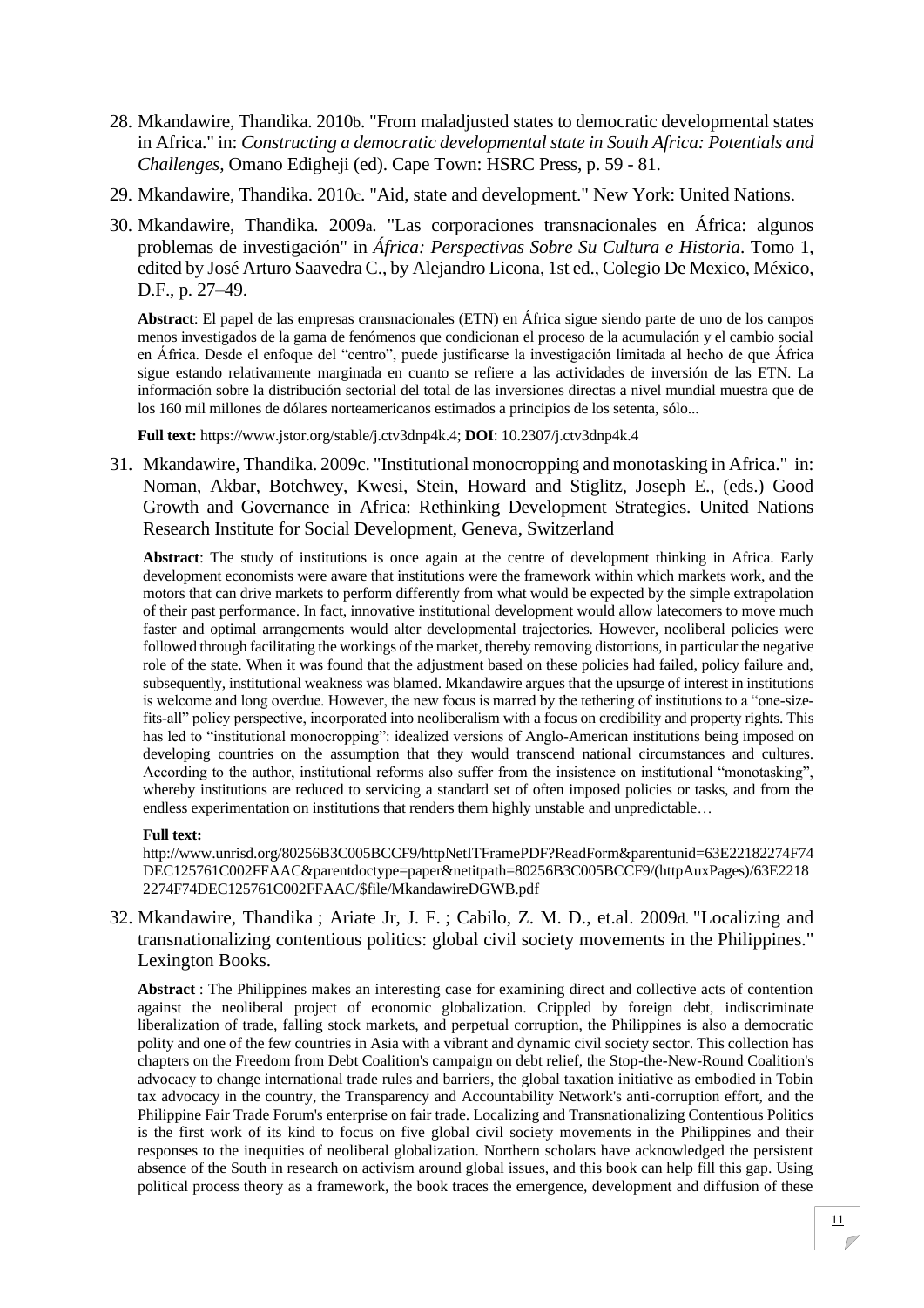28. Mkandawire, Thandika. 2010b. "From maladjusted states to democratic developmental states in Africa." in: *Constructing a democratic developmental state in South Africa: Potentials and Challenges*, Omano Edigheji (ed). Cape Town: HSRC Press, p. 59 - 81.

29. Mkandawire, Thandika. 2010c. "Aid, state and development." New York: United Nations.

30. Mkandawire, Thandika. 2009a. "Las corporaciones transnacionales en África: algunos problemas de investigación" in *África: Perspectivas Sobre Su Cultura e Historia*. Tomo 1, edited by José Arturo Saavedra C., by Alejandro Licona, 1st ed., Colegio De Mexico, México, D.F., p. 27–49.

    **Abstract**: El papel de las empresas cransnacionales (ETN) en África sigue siendo parte de uno de los campos menos investigados de la gama de fenómenos que condicionan el proceso de la acumulación y el cambio social en África. Desde el enfoque del "centro", puede justificarse la investigación limitada al hecho de que África sigue estando relativamente marginada en cuanto se refiere a las actividades de inversión de las ETN. La información sobre la distribución sectorial del total de las inversiones directas a nivel mundial muestra que de los 160 mil millones de dólares norteamericanos estimados a principios de los setenta, sólo...

    **Full text:** https://www.jstor.org/stable/j.ctv3dnp4k.4; **DOI**: 10.2307/j.ctv3dnp4k.4

31. Mkandawire, Thandika. 2009c. "Institutional monocropping and monotasking in Africa." in: Noman, Akbar, Botchwey, Kwesi, Stein, Howard and Stiglitz, Joseph E., (eds.) Good Growth and Governance in Africa: Rethinking Development Strategies. United Nations Research Institute for Social Development, Geneva, Switzerland

    **Abstract**: The study of institutions is once again at the centre of development thinking in Africa. Early development economists were aware that institutions were the framework within which markets work, and the motors that can drive markets to perform differently from what would be expected by the simple extrapolation of their past performance. In fact, innovative institutional development would allow latecomers to move much faster and optimal arrangements would alter developmental trajectories. However, neoliberal policies were followed through facilitating the workings of the market, thereby removing distortions, in particular the negative role of the state. When it was found that the adjustment based on these policies had failed, policy failure and, subsequently, institutional weakness was blamed. Mkandawire argues that the upsurge of interest in institutions is welcome and long overdue. However, the new focus is marred by the tethering of institutions to a "one-size-fits-all" policy perspective, incorporated into neoliberalism with a focus on credibility and property rights. This has led to "institutional monocropping": idealized versions of Anglo-American institutions being imposed on developing countries on the assumption that they would transcend national circumstances and cultures. According to the author, institutional reforms also suffer from the insistence on institutional "monotasking", whereby institutions are reduced to servicing a standard set of often imposed policies or tasks, and from the endless experimentation on institutions that renders them highly unstable and unpredictable…

    **Full text:**
    http://www.unrisd.org/80256B3C005BCCF9/httpNetITFramePDF?ReadForm&parentunid=63E22182274F74DEC125761C002FFAAC&parentdoctype=paper&netitpath=80256B3C005BCCF9/(httpAuxPages)/63E22182274F74DEC125761C002FFAAC/$file/MkandawireDGWB.pdf

32. Mkandawire, Thandika ; Ariate Jr, J. F. ; Cabilo, Z. M. D., et.al. 2009d. "Localizing and transnationalizing contentious politics: global civil society movements in the Philippines." Lexington Books.

    **Abstract** : The Philippines makes an interesting case for examining direct and collective acts of contention against the neoliberal project of economic globalization. Crippled by foreign debt, indiscriminate liberalization of trade, falling stock markets, and perpetual corruption, the Philippines is also a democratic polity and one of the few countries in Asia with a vibrant and dynamic civil society sector. This collection has chapters on the Freedom from Debt Coalition's campaign on debt relief, the Stop-the-New-Round Coalition's advocacy to change international trade rules and barriers, the global taxation initiative as embodied in Tobin tax advocacy in the country, the Transparency and Accountability Network's anti-corruption effort, and the Philippine Fair Trade Forum's enterprise on fair trade. Localizing and Transnationalizing Contentious Politics is the first work of its kind to focus on five global civil society movements in the Philippines and their responses to the inequities of neoliberal globalization. Northern scholars have acknowledged the persistent absence of the South in research on activism around global issues, and this book can help fill this gap. Using political process theory as a framework, the book traces the emergence, development and diffusion of these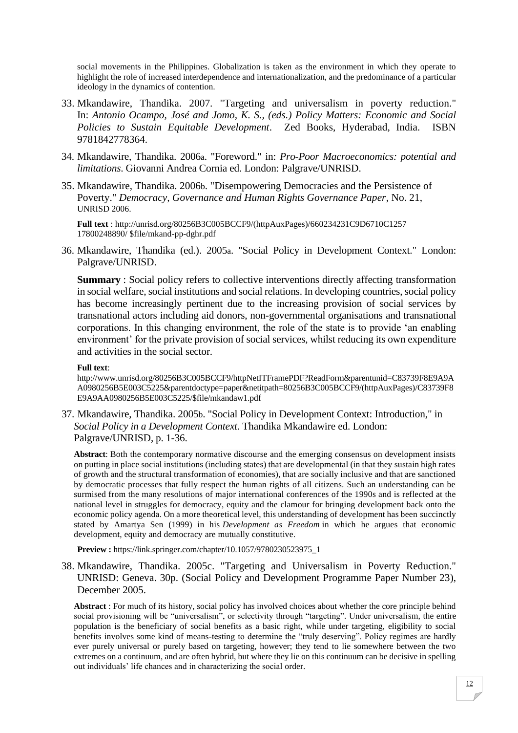social movements in the Philippines. Globalization is taken as the environment in which they operate to highlight the role of increased interdependence and internationalization, and the predominance of a particular ideology in the dynamics of contention.

33. Mkandawire, Thandika. 2007. "Targeting and universalism in poverty reduction." In: *Antonio Ocampo, José and Jomo, K. S., (eds.) Policy Matters: Economic and Social Policies to Sustain Equitable Development*. Zed Books, Hyderabad, India. ISBN 9781842778364.

34. Mkandawire, Thandika. 2006a. "Foreword." in: *Pro-Poor Macroeconomics: potential and limitations*. Giovanni Andrea Cornia ed. London: Palgrave/UNRISD.

35. Mkandawire, Thandika. 2006b. "Disempowering Democracies and the Persistence of Poverty." *Democracy, Governance and Human Rights Governance Paper*, No. 21, UNRISD 2006.

    **Full text** : http://unrisd.org/80256B3C005BCCF9/(httpAuxPages)/660234231C9D6710C1257 17800248890/ $file/mkand-pp-dghr.pdf

36. Mkandawire, Thandika (ed.). 2005a. "Social Policy in Development Context." London: Palgrave/UNRISD.

    **Summary** : Social policy refers to collective interventions directly affecting transformation in social welfare, social institutions and social relations. In developing countries, social policy has become increasingly pertinent due to the increasing provision of social services by transnational actors including aid donors, non-governmental organisations and transnational corporations. In this changing environment, the role of the state is to provide 'an enabling environment' for the private provision of social services, whilst reducing its own expenditure and activities in the social sector.

    **Full text**:
    http://www.unrisd.org/80256B3C005BCCF9/httpNetITFramePDF?ReadForm&parentunid=C83739F8E9A9AA0980256B5E003C5225&parentdoctype=paper&netitpath=80256B3C005BCCF9/(httpAuxPages)/C83739F8E9A9AA0980256B5E003C5225/$file/mkandaw1.pdf

37. Mkandawire, Thandika. 2005b. "Social Policy in Development Context: Introduction," in *Social Policy in a Development Context*. Thandika Mkandawire ed. London: Palgrave/UNRISD, p. 1-36.

    **Abstract**: Both the contemporary normative discourse and the emerging consensus on development insists on putting in place social institutions (including states) that are developmental (in that they sustain high rates of growth and the structural transformation of economies), that are socially inclusive and that are sanctioned by democratic processes that fully respect the human rights of all citizens. Such an understanding can be surmised from the many resolutions of major international conferences of the 1990s and is reflected at the national level in struggles for democracy, equity and the clamour for bringing development back onto the economic policy agenda. On a more theoretical level, this understanding of development has been succinctly stated by Amartya Sen (1999) in his *Development as Freedom* in which he argues that economic development, equity and democracy are mutually constitutive.

    **Preview :** https://link.springer.com/chapter/10.1057/9780230523975_1

38. Mkandawire, Thandika. 2005c. "Targeting and Universalism in Poverty Reduction." UNRISD: Geneva. 30p. (Social Policy and Development Programme Paper Number 23), December 2005.

    **Abstract** : For much of its history, social policy has involved choices about whether the core principle behind social provisioning will be "universalism", or selectivity through "targeting". Under universalism, the entire population is the beneficiary of social benefits as a basic right, while under targeting, eligibility to social benefits involves some kind of means-testing to determine the "truly deserving". Policy regimes are hardly ever purely universal or purely based on targeting, however; they tend to lie somewhere between the two extremes on a continuum, and are often hybrid, but where they lie on this continuum can be decisive in spelling out individuals' life chances and in characterizing the social order.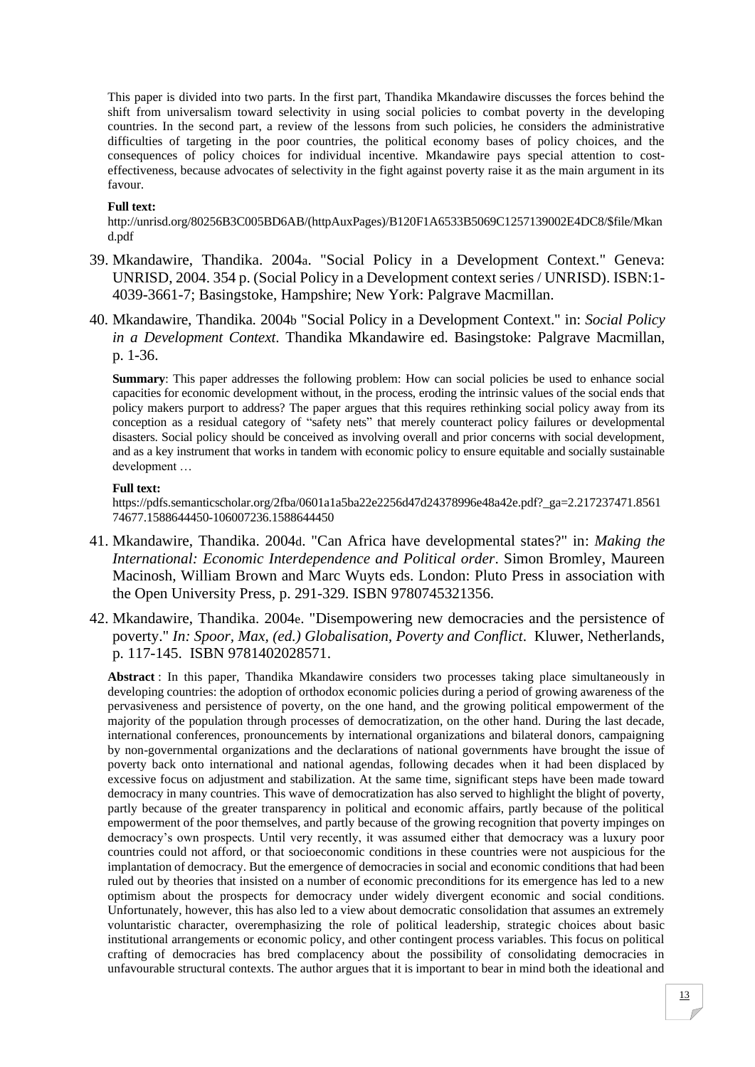This paper is divided into two parts. In the first part, Thandika Mkandawire discusses the forces behind the shift from universalism toward selectivity in using social policies to combat poverty in the developing countries. In the second part, a review of the lessons from such policies, he considers the administrative difficulties of targeting in the poor countries, the political economy bases of policy choices, and the consequences of policy choices for individual incentive. Mkandawire pays special attention to cost-effectiveness, because advocates of selectivity in the fight against poverty raise it as the main argument in its favour.

**Full text:**

http://unrisd.org/80256B3C005BD6AB/(httpAuxPages)/B120F1A6533B5069C1257139002E4DC8/$file/Mkand.pdf

39. Mkandawire, Thandika. 2004a. "Social Policy in a Development Context." Geneva: UNRISD, 2004. 354 p. (Social Policy in a Development context series / UNRISD). ISBN:1-4039-3661-7; Basingstoke, Hampshire; New York: Palgrave Macmillan.

40. Mkandawire, Thandika. 2004b "Social Policy in a Development Context." in: *Social Policy in a Development Context*. Thandika Mkandawire ed. Basingstoke: Palgrave Macmillan, p. 1-36.

**Summary**: This paper addresses the following problem: How can social policies be used to enhance social capacities for economic development without, in the process, eroding the intrinsic values of the social ends that policy makers purport to address? The paper argues that this requires rethinking social policy away from its conception as a residual category of "safety nets" that merely counteract policy failures or developmental disasters. Social policy should be conceived as involving overall and prior concerns with social development, and as a key instrument that works in tandem with economic policy to ensure equitable and socially sustainable development …

**Full text:**

https://pdfs.semanticscholar.org/2fba/0601a1a5ba22e2256d47d24378996e48a42e.pdf?_ga=2.217237471.856174677.1588644450-106007236.1588644450

41. Mkandawire, Thandika. 2004d. "Can Africa have developmental states?" in: *Making the International: Economic Interdependence and Political order*. Simon Bromley, Maureen Macinosh, William Brown and Marc Wuyts eds. London: Pluto Press in association with the Open University Press, p. 291-329. ISBN 9780745321356.

42. Mkandawire, Thandika. 2004e. "Disempowering new democracies and the persistence of poverty." *In: Spoor, Max, (ed.) Globalisation, Poverty and Conflict*. Kluwer, Netherlands, p. 117-145. ISBN 9781402028571.

**Abstract** : In this paper, Thandika Mkandawire considers two processes taking place simultaneously in developing countries: the adoption of orthodox economic policies during a period of growing awareness of the pervasiveness and persistence of poverty, on the one hand, and the growing political empowerment of the majority of the population through processes of democratization, on the other hand. During the last decade, international conferences, pronouncements by international organizations and bilateral donors, campaigning by non-governmental organizations and the declarations of national governments have brought the issue of poverty back onto international and national agendas, following decades when it had been displaced by excessive focus on adjustment and stabilization. At the same time, significant steps have been made toward democracy in many countries. This wave of democratization has also served to highlight the blight of poverty, partly because of the greater transparency in political and economic affairs, partly because of the political empowerment of the poor themselves, and partly because of the growing recognition that poverty impinges on democracy's own prospects. Until very recently, it was assumed either that democracy was a luxury poor countries could not afford, or that socioeconomic conditions in these countries were not auspicious for the implantation of democracy. But the emergence of democracies in social and economic conditions that had been ruled out by theories that insisted on a number of economic preconditions for its emergence has led to a new optimism about the prospects for democracy under widely divergent economic and social conditions. Unfortunately, however, this has also led to a view about democratic consolidation that assumes an extremely voluntaristic character, overemphasizing the role of political leadership, strategic choices about basic institutional arrangements or economic policy, and other contingent process variables. This focus on political crafting of democracies has bred complacency about the possibility of consolidating democracies in unfavourable structural contexts. The author argues that it is important to bear in mind both the ideational and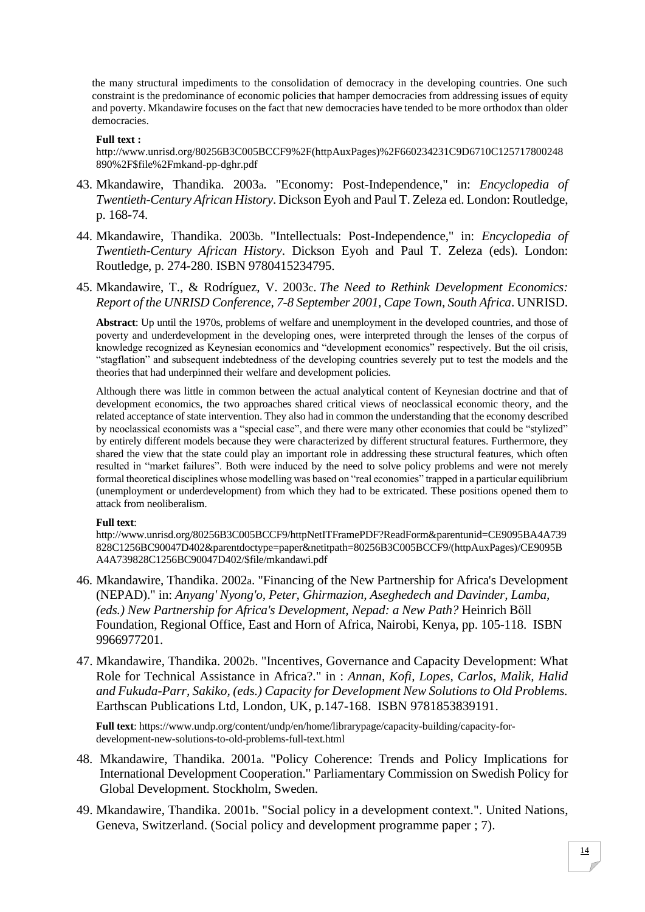the many structural impediments to the consolidation of democracy in the developing countries. One such constraint is the predominance of economic policies that hamper democracies from addressing issues of equity and poverty. Mkandawire focuses on the fact that new democracies have tended to be more orthodox than older democracies.

**Full text :**
http://www.unrisd.org/80256B3C005BCCF9%2F(httpAuxPages)%2F660234231C9D6710C125717800248890%2F$file%2Fmkand-pp-dghr.pdf

43. Mkandawire, Thandika. 2003a. "Economy: Post-Independence," in: *Encyclopedia of Twentieth-Century African History*. Dickson Eyoh and Paul T. Zeleza ed. London: Routledge, p. 168-74.

44. Mkandawire, Thandika. 2003b. "Intellectuals: Post-Independence," in: *Encyclopedia of Twentieth-Century African History*. Dickson Eyoh and Paul T. Zeleza (eds). London: Routledge, p. 274-280. ISBN 9780415234795.

45. Mkandawire, T., & Rodríguez, V. 2003c. *The Need to Rethink Development Economics: Report of the UNRISD Conference, 7-8 September 2001, Cape Town, South Africa*. UNRISD.

    **Abstract**: Up until the 1970s, problems of welfare and unemployment in the developed countries, and those of poverty and underdevelopment in the developing ones, were interpreted through the lenses of the corpus of knowledge recognized as Keynesian economics and "development economics" respectively. But the oil crisis, "stagflation" and subsequent indebtedness of the developing countries severely put to test the models and the theories that had underpinned their welfare and development policies.

    Although there was little in common between the actual analytical content of Keynesian doctrine and that of development economics, the two approaches shared critical views of neoclassical economic theory, and the related acceptance of state intervention. They also had in common the understanding that the economy described by neoclassical economists was a "special case", and there were many other economies that could be "stylized" by entirely different models because they were characterized by different structural features. Furthermore, they shared the view that the state could play an important role in addressing these structural features, which often resulted in "market failures". Both were induced by the need to solve policy problems and were not merely formal theoretical disciplines whose modelling was based on "real economies" trapped in a particular equilibrium (unemployment or underdevelopment) from which they had to be extricated. These positions opened them to attack from neoliberalism.

    **Full text**:
    http://www.unrisd.org/80256B3C005BCCF9/httpNetITFramePDF?ReadForm&parentunid=CE9095BA4A739828C1256BC90047D402&parentdoctype=paper&netitpath=80256B3C005BCCF9/(httpAuxPages)/CE9095BA4A739828C1256BC90047D402/$file/mkandawi.pdf

46. Mkandawire, Thandika. 2002a. "Financing of the New Partnership for Africa's Development (NEPAD)." in: *Anyang' Nyong'o, Peter, Ghirmazion, Aseghedech and Davinder, Lamba, (eds.) New Partnership for Africa's Development, Nepad: a New Path?* Heinrich Böll Foundation, Regional Office, East and Horn of Africa, Nairobi, Kenya, pp. 105-118. ISBN 9966977201.

47. Mkandawire, Thandika. 2002b. "Incentives, Governance and Capacity Development: What Role for Technical Assistance in Africa?." in : *Annan, Kofi, Lopes, Carlos, Malik, Halid and Fukuda-Parr, Sakiko, (eds.) Capacity for Development New Solutions to Old Problems.* Earthscan Publications Ltd, London, UK, p.147-168. ISBN 9781853839191.

    **Full text**: https://www.undp.org/content/undp/en/home/librarypage/capacity-building/capacity-for-development-new-solutions-to-old-problems-full-text.html

48. Mkandawire, Thandika. 2001a. "Policy Coherence: Trends and Policy Implications for International Development Cooperation." Parliamentary Commission on Swedish Policy for Global Development. Stockholm, Sweden.

49. Mkandawire, Thandika. 2001b. "Social policy in a development context.". United Nations, Geneva, Switzerland. (Social policy and development programme paper ; 7).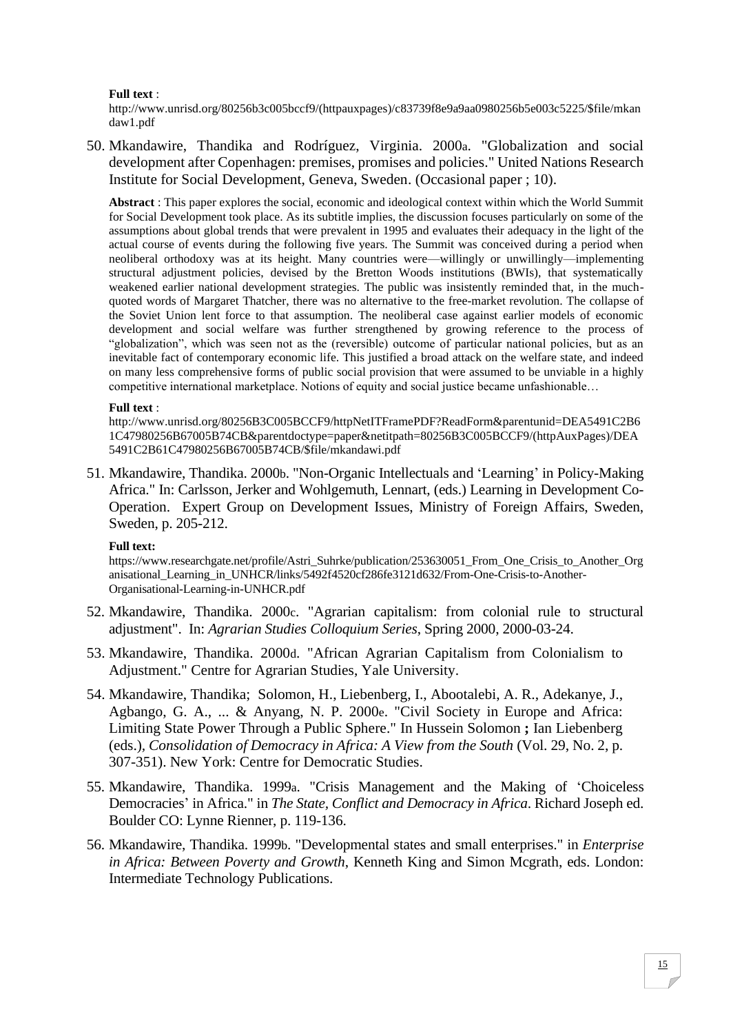**Full text** :
http://www.unrisd.org/80256b3c005bccf9/(httpauxpages)/c83739f8e9a9aa0980256b5e003c5225/$file/mkandaw1.pdf

50. Mkandawire, Thandika and Rodríguez, Virginia. 2000a. "Globalization and social development after Copenhagen: premises, promises and policies." United Nations Research Institute for Social Development, Geneva, Sweden. (Occasional paper ; 10).

**Abstract** : This paper explores the social, economic and ideological context within which the World Summit for Social Development took place. As its subtitle implies, the discussion focuses particularly on some of the assumptions about global trends that were prevalent in 1995 and evaluates their adequacy in the light of the actual course of events during the following five years. The Summit was conceived during a period when neoliberal orthodoxy was at its height. Many countries were—willingly or unwillingly—implementing structural adjustment policies, devised by the Bretton Woods institutions (BWIs), that systematically weakened earlier national development strategies. The public was insistently reminded that, in the much-quoted words of Margaret Thatcher, there was no alternative to the free-market revolution. The collapse of the Soviet Union lent force to that assumption. The neoliberal case against earlier models of economic development and social welfare was further strengthened by growing reference to the process of "globalization", which was seen not as the (reversible) outcome of particular national policies, but as an inevitable fact of contemporary economic life. This justified a broad attack on the welfare state, and indeed on many less comprehensive forms of public social provision that were assumed to be unviable in a highly competitive international marketplace. Notions of equity and social justice became unfashionable…

**Full text** :
http://www.unrisd.org/80256B3C005BCCF9/httpNetITFramePDF?ReadForm&parentunid=DEA5491C2B61C47980256B67005B74CB&parentdoctype=paper&netitpath=80256B3C005BCCF9/(httpAuxPages)/DEA5491C2B61C47980256B67005B74CB/$file/mkandawi.pdf

51. Mkandawire, Thandika. 2000b. "Non-Organic Intellectuals and 'Learning' in Policy-Making Africa." In: Carlsson, Jerker and Wohlgemuth, Lennart, (eds.) Learning in Development Co-Operation. Expert Group on Development Issues, Ministry of Foreign Affairs, Sweden, Sweden, p. 205-212.

**Full text:**
https://www.researchgate.net/profile/Astri_Suhrke/publication/253630051_From_One_Crisis_to_Another_Organisational_Learning_in_UNHCR/links/5492f4520cf286fe3121d632/From-One-Crisis-to-Another-Organisational-Learning-in-UNHCR.pdf

52. Mkandawire, Thandika. 2000c. "Agrarian capitalism: from colonial rule to structural adjustment". In: *Agrarian Studies Colloquium Series*, Spring 2000, 2000-03-24.

53. Mkandawire, Thandika. 2000d. "African Agrarian Capitalism from Colonialism to Adjustment." Centre for Agrarian Studies, Yale University.

54. Mkandawire, Thandika; Solomon, H., Liebenberg, I., Abootalebi, A. R., Adekanye, J., Agbango, G. A., ... & Anyang, N. P. 2000e. "Civil Society in Europe and Africa: Limiting State Power Through a Public Sphere." In Hussein Solomon **;** Ian Liebenberg (eds.), *Consolidation of Democracy in Africa: A View from the South* (Vol. 29, No. 2, p. 307-351). New York: Centre for Democratic Studies.

55. Mkandawire, Thandika. 1999a. "Crisis Management and the Making of 'Choiceless Democracies' in Africa." in *The State, Conflict and Democracy in Africa*. Richard Joseph ed. Boulder CO: Lynne Rienner, p. 119-136.

56. Mkandawire, Thandika. 1999b. "Developmental states and small enterprises." in *Enterprise in Africa: Between Poverty and Growth*, Kenneth King and Simon Mcgrath, eds. London: Intermediate Technology Publications.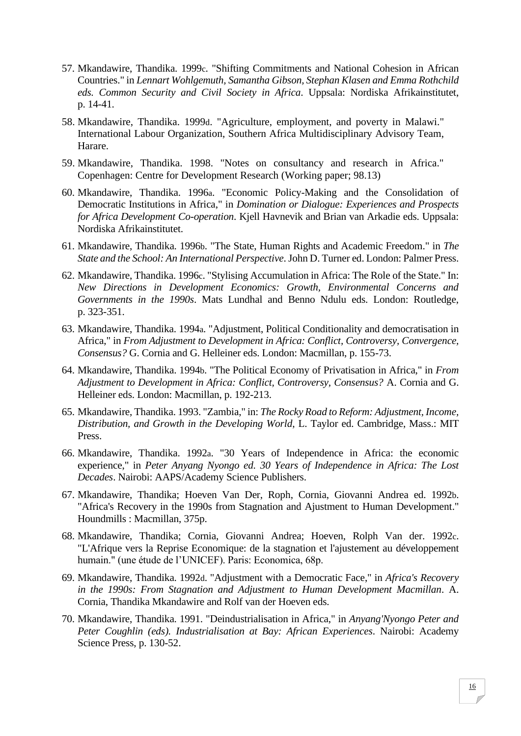57. Mkandawire, Thandika. 1999c. "Shifting Commitments and National Cohesion in African Countries." in *Lennart Wohlgemuth, Samantha Gibson, Stephan Klasen and Emma Rothchild eds. Common Security and Civil Society in Africa*. Uppsala: Nordiska Afrikainstitutet, p. 14-41.
58. Mkandawire, Thandika. 1999d. "Agriculture, employment, and poverty in Malawi." International Labour Organization, Southern Africa Multidisciplinary Advisory Team, Harare.
59. Mkandawire, Thandika. 1998. "Notes on consultancy and research in Africa." Copenhagen: Centre for Development Research (Working paper; 98.13)
60. Mkandawire, Thandika. 1996a. "Economic Policy-Making and the Consolidation of Democratic Institutions in Africa," in *Domination or Dialogue: Experiences and Prospects for Africa Development Co-operation*. Kjell Havnevik and Brian van Arkadie eds. Uppsala: Nordiska Afrikainstitutet.
61. Mkandawire, Thandika. 1996b. "The State, Human Rights and Academic Freedom." in *The State and the School: An International Perspective*. John D. Turner ed. London: Palmer Press.
62. Mkandawire, Thandika. 1996c. "Stylising Accumulation in Africa: The Role of the State." In: *New Directions in Development Economics: Growth, Environmental Concerns and Governments in the 1990s*. Mats Lundhal and Benno Ndulu eds. London: Routledge, p. 323-351.
63. Mkandawire, Thandika. 1994a. "Adjustment, Political Conditionality and democratisation in Africa," in *From Adjustment to Development in Africa: Conflict, Controversy, Convergence, Consensus?* G. Cornia and G. Helleiner eds. London: Macmillan, p. 155-73.
64. Mkandawire, Thandika. 1994b. "The Political Economy of Privatisation in Africa," in *From Adjustment to Development in Africa: Conflict, Controversy, Consensus?* A. Cornia and G. Helleiner eds. London: Macmillan, p. 192-213.
65. Mkandawire, Thandika. 1993. "Zambia," in: *The Rocky Road to Reform: Adjustment, Income, Distribution, and Growth in the Developing World*, L. Taylor ed. Cambridge, Mass.: MIT Press.
66. Mkandawire, Thandika. 1992a. "30 Years of Independence in Africa: the economic experience," in *Peter Anyang Nyongo ed. 30 Years of Independence in Africa: The Lost Decades*. Nairobi: AAPS/Academy Science Publishers.
67. Mkandawire, Thandika; Hoeven Van Der, Roph, Cornia, Giovanni Andrea ed. 1992b. "Africa's Recovery in the 1990s from Stagnation and Ajustment to Human Development." Houndmills : Macmillan, 375p.
68. Mkandawire, Thandika; Cornia, Giovanni Andrea; Hoeven, Rolph Van der. 1992c. "L'Afrique vers la Reprise Economique: de la stagnation et l'ajustement au développement humain." (une étude de l'UNICEF). Paris: Economica, 68p.
69. Mkandawire, Thandika. 1992d. "Adjustment with a Democratic Face," in *Africa's Recovery in the 1990s: From Stagnation and Adjustment to Human Development Macmillan*. A. Cornia, Thandika Mkandawire and Rolf van der Hoeven eds.
70. Mkandawire, Thandika. 1991. "Deindustrialisation in Africa," in *Anyang'Nyongo Peter and Peter Coughlin (eds). Industrialisation at Bay: African Experiences*. Nairobi: Academy Science Press, p. 130-52.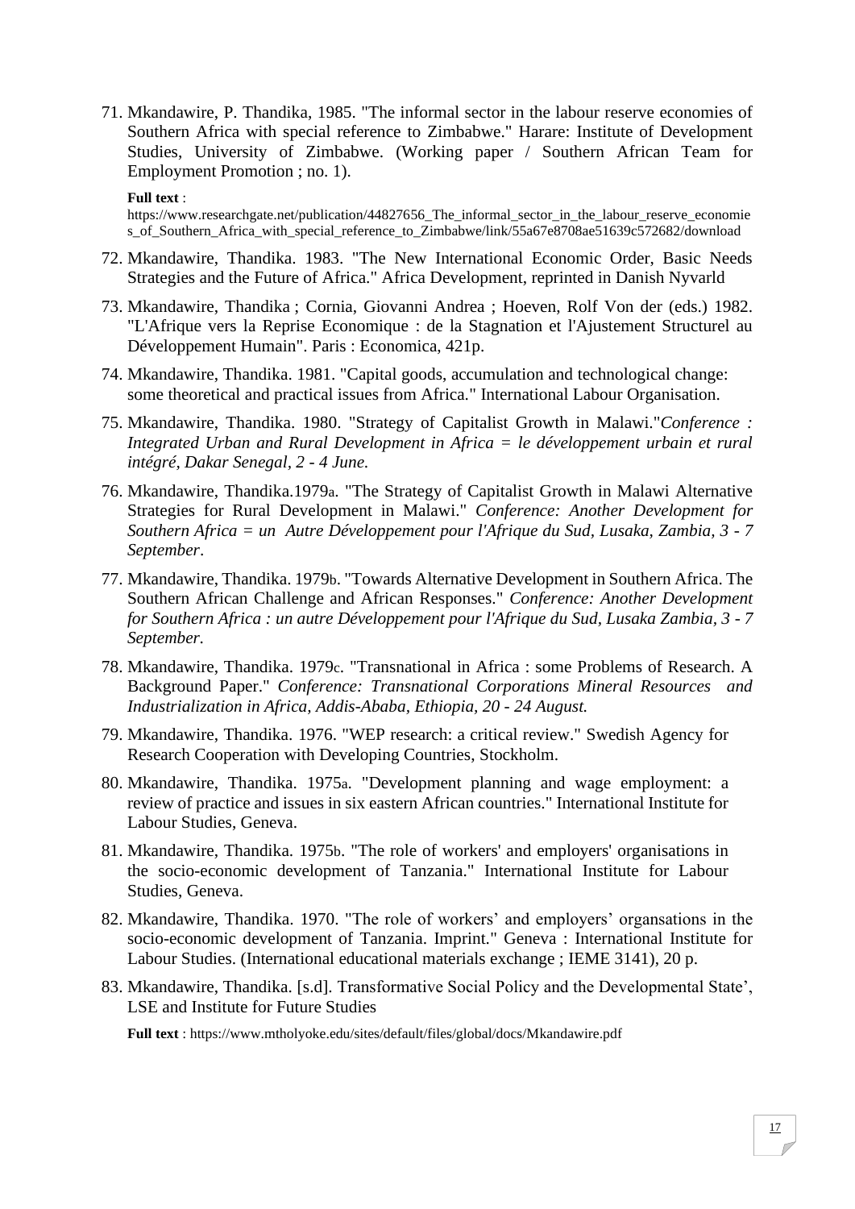71. Mkandawire, P. Thandika, 1985. "The informal sector in the labour reserve economies of Southern Africa with special reference to Zimbabwe." Harare: Institute of Development Studies, University of Zimbabwe. (Working paper / Southern African Team for Employment Promotion ; no. 1).

    **Full text** :
    https://www.researchgate.net/publication/44827656_The_informal_sector_in_the_labour_reserve_economies_of_Southern_Africa_with_special_reference_to_Zimbabwe/link/55a67e8708ae51639c572682/download

72. Mkandawire, Thandika. 1983. "The New International Economic Order, Basic Needs Strategies and the Future of Africa." Africa Development, reprinted in Danish Nyvarld

73. Mkandawire, Thandika ; Cornia, Giovanni Andrea ; Hoeven, Rolf Von der (eds.) 1982. "L'Afrique vers la Reprise Economique : de la Stagnation et l'Ajustement Structurel au Développement Humain". Paris : Economica, 421p.

74. Mkandawire, Thandika. 1981. "Capital goods, accumulation and technological change: some theoretical and practical issues from Africa." International Labour Organisation.

75. Mkandawire, Thandika. 1980. "Strategy of Capitalist Growth in Malawi."*Conference : Integrated Urban and Rural Development in Africa = le développement urbain et rural intégré, Dakar Senegal, 2 - 4 June.*

76. Mkandawire, Thandika.1979a. "The Strategy of Capitalist Growth in Malawi Alternative Strategies for Rural Development in Malawi." *Conference: Another Development for Southern Africa = un Autre Développement pour l'Afrique du Sud, Lusaka, Zambia, 3 - 7 September*.

77. Mkandawire, Thandika. 1979b. "Towards Alternative Development in Southern Africa. The Southern African Challenge and African Responses." *Conference: Another Development for Southern Africa : un autre Développement pour l'Afrique du Sud, Lusaka Zambia, 3 - 7 September.*

78. Mkandawire, Thandika. 1979c. "Transnational in Africa : some Problems of Research. A Background Paper." *Conference: Transnational Corporations Mineral Resources and Industrialization in Africa, Addis-Ababa, Ethiopia, 20 - 24 August.*

79. Mkandawire, Thandika. 1976. "WEP research: a critical review." Swedish Agency for Research Cooperation with Developing Countries, Stockholm.

80. Mkandawire, Thandika. 1975a. "Development planning and wage employment: a review of practice and issues in six eastern African countries." International Institute for Labour Studies, Geneva.

81. Mkandawire, Thandika. 1975b. "The role of workers' and employers' organisations in the socio-economic development of Tanzania." International Institute for Labour Studies, Geneva.

82. Mkandawire, Thandika. 1970. "The role of workers' and employers' organsations in the socio-economic development of Tanzania. Imprint." Geneva : International Institute for Labour Studies. (International educational materials exchange ; IEME 3141), 20 p.

83. Mkandawire, Thandika. [s.d]. Transformative Social Policy and the Developmental State', LSE and Institute for Future Studies

    **Full text** : https://www.mtholyoke.edu/sites/default/files/global/docs/Mkandawire.pdf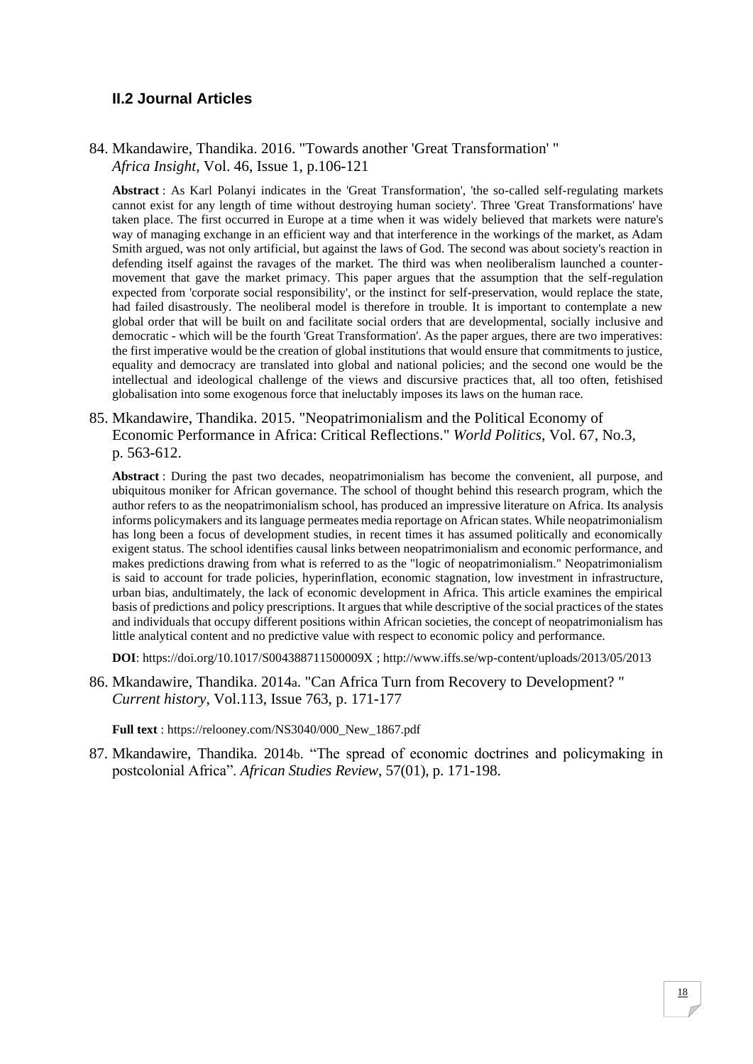### II.2 Journal Articles

84. Mkandawire, Thandika. 2016. "Towards another 'Great Transformation' " *Africa Insight*, Vol. 46, Issue 1, p.106-121

    **Abstract** : As Karl Polanyi indicates in the 'Great Transformation', 'the so-called self-regulating markets cannot exist for any length of time without destroying human society'. Three 'Great Transformations' have taken place. The first occurred in Europe at a time when it was widely believed that markets were nature's way of managing exchange in an efficient way and that interference in the workings of the market, as Adam Smith argued, was not only artificial, but against the laws of God. The second was about society's reaction in defending itself against the ravages of the market. The third was when neoliberalism launched a counter-movement that gave the market primacy. This paper argues that the assumption that the self-regulation expected from 'corporate social responsibility', or the instinct for self-preservation, would replace the state, had failed disastrously. The neoliberal model is therefore in trouble. It is important to contemplate a new global order that will be built on and facilitate social orders that are developmental, socially inclusive and democratic - which will be the fourth 'Great Transformation'. As the paper argues, there are two imperatives: the first imperative would be the creation of global institutions that would ensure that commitments to justice, equality and democracy are translated into global and national policies; and the second one would be the intellectual and ideological challenge of the views and discursive practices that, all too often, fetishised globalisation into some exogenous force that ineluctably imposes its laws on the human race.

85. Mkandawire, Thandika. 2015. "Neopatrimonialism and the Political Economy of Economic Performance in Africa: Critical Reflections." *World Politics*, Vol. 67, No.3, p. 563-612.

    **Abstract** : During the past two decades, neopatrimonialism has become the convenient, all purpose, and ubiquitous moniker for African governance. The school of thought behind this research program, which the author refers to as the neopatrimonialism school, has produced an impressive literature on Africa. Its analysis informs policymakers and its language permeates media reportage on African states. While neopatrimonialism has long been a focus of development studies, in recent times it has assumed politically and economically exigent status. The school identifies causal links between neopatrimonialism and economic performance, and makes predictions drawing from what is referred to as the "logic of neopatrimonialism." Neopatrimonialism is said to account for trade policies, hyperinflation, economic stagnation, low investment in infrastructure, urban bias, andultimately, the lack of economic development in Africa. This article examines the empirical basis of predictions and policy prescriptions. It argues that while descriptive of the social practices of the states and individuals that occupy different positions within African societies, the concept of neopatrimonialism has little analytical content and no predictive value with respect to economic policy and performance.

    **DOI**: https://doi.org/10.1017/S004388711500009X ; http://www.iffs.se/wp-content/uploads/2013/05/2013

86. Mkandawire, Thandika. 2014a. "Can Africa Turn from Recovery to Development? " *Current history*, Vol.113, Issue 763, p. 171-177

    **Full text** : https://relooney.com/NS3040/000_New_1867.pdf

87. Mkandawire, Thandika. 2014b. "The spread of economic doctrines and policymaking in postcolonial Africa". *African Studies Review*, 57(01), p. 171-198.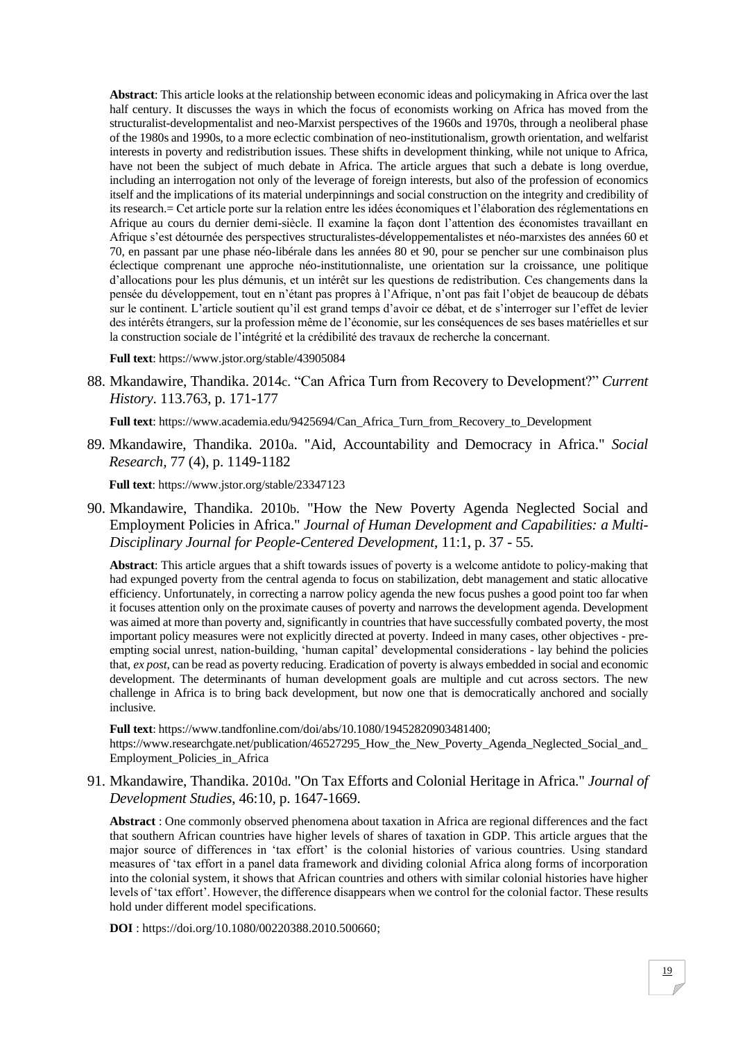**Abstract**: This article looks at the relationship between economic ideas and policymaking in Africa over the last half century. It discusses the ways in which the focus of economists working on Africa has moved from the structuralist-developmentalist and neo-Marxist perspectives of the 1960s and 1970s, through a neoliberal phase of the 1980s and 1990s, to a more eclectic combination of neo-institutionalism, growth orientation, and welfarist interests in poverty and redistribution issues. These shifts in development thinking, while not unique to Africa, have not been the subject of much debate in Africa. The article argues that such a debate is long overdue, including an interrogation not only of the leverage of foreign interests, but also of the profession of economics itself and the implications of its material underpinnings and social construction on the integrity and credibility of its research.= Cet article porte sur la relation entre les idées économiques et l'élaboration des réglementations en Afrique au cours du dernier demi-siècle. Il examine la façon dont l'attention des économistes travaillant en Afrique s'est détournée des perspectives structuralistes-développementalistes et néo-marxistes des années 60 et 70, en passant par une phase néo-libérale dans les années 80 et 90, pour se pencher sur une combinaison plus éclectique comprenant une approche néo-institutionnaliste, une orientation sur la croissance, une politique d'allocations pour les plus démunis, et un intérêt sur les questions de redistribution. Ces changements dans la pensée du développement, tout en n'étant pas propres à l'Afrique, n'ont pas fait l'objet de beaucoup de débats sur le continent. L'article soutient qu'il est grand temps d'avoir ce débat, et de s'interroger sur l'effet de levier des intérêts étrangers, sur la profession même de l'économie, sur les conséquences de ses bases matérielles et sur la construction sociale de l'intégrité et la crédibilité des travaux de recherche la concernant.

**Full text**: https://www.jstor.org/stable/43905084

88. Mkandawire, Thandika. 2014c. "Can Africa Turn from Recovery to Development?" *Current History*. 113.763, p. 171-177

    **Full text**: https://www.academia.edu/9425694/Can_Africa_Turn_from_Recovery_to_Development

89. Mkandawire, Thandika. 2010a. "Aid, Accountability and Democracy in Africa." *Social Research*, 77 (4), p. 1149-1182

    **Full text**: https://www.jstor.org/stable/23347123

90. Mkandawire, Thandika. 2010b. "How the New Poverty Agenda Neglected Social and Employment Policies in Africa." *Journal of Human Development and Capabilities: a Multi-Disciplinary Journal for People-Centered Development*, 11:1, p. 37 - 55.

    **Abstract**: This article argues that a shift towards issues of poverty is a welcome antidote to policy-making that had expunged poverty from the central agenda to focus on stabilization, debt management and static allocative efficiency. Unfortunately, in correcting a narrow policy agenda the new focus pushes a good point too far when it focuses attention only on the proximate causes of poverty and narrows the development agenda. Development was aimed at more than poverty and, significantly in countries that have successfully combated poverty, the most important policy measures were not explicitly directed at poverty. Indeed in many cases, other objectives - pre-empting social unrest, nation-building, 'human capital' developmental considerations - lay behind the policies that, *ex post*, can be read as poverty reducing. Eradication of poverty is always embedded in social and economic development. The determinants of human development goals are multiple and cut across sectors. The new challenge in Africa is to bring back development, but now one that is democratically anchored and socially inclusive.

    **Full text**: https://www.tandfonline.com/doi/abs/10.1080/19452820903481400; https://www.researchgate.net/publication/46527295_How_the_New_Poverty_Agenda_Neglected_Social_and_Employment_Policies_in_Africa

91. Mkandawire, Thandika. 2010d. "On Tax Efforts and Colonial Heritage in Africa." *Journal of Development Studies*, 46:10, p. 1647-1669.

    **Abstract** : One commonly observed phenomena about taxation in Africa are regional differences and the fact that southern African countries have higher levels of shares of taxation in GDP. This article argues that the major source of differences in 'tax effort' is the colonial histories of various countries. Using standard measures of 'tax effort in a panel data framework and dividing colonial Africa along forms of incorporation into the colonial system, it shows that African countries and others with similar colonial histories have higher levels of 'tax effort'. However, the difference disappears when we control for the colonial factor. These results hold under different model specifications.

    **DOI** : https://doi.org/10.1080/00220388.2010.500660;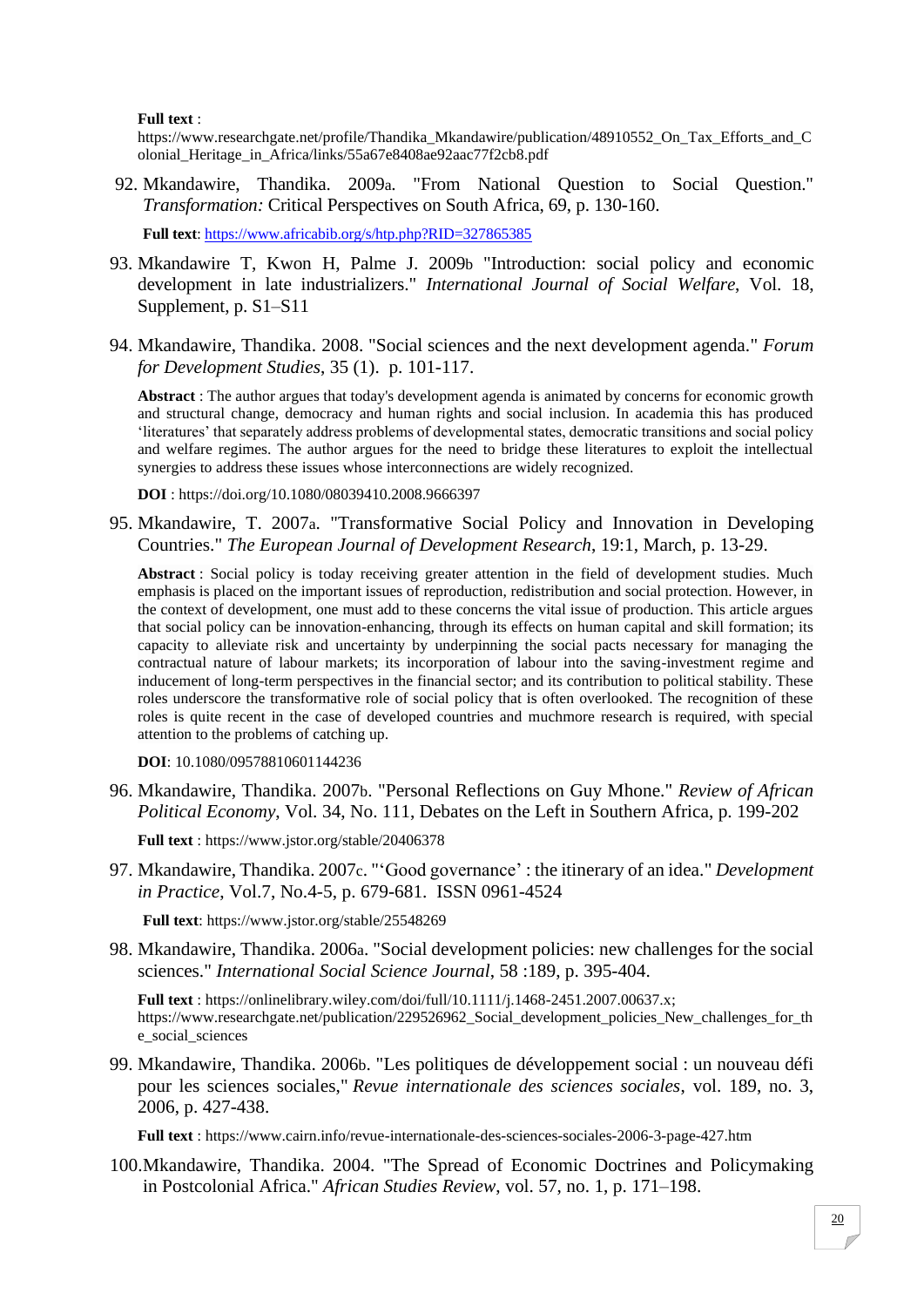**Full text** :
https://www.researchgate.net/profile/Thandika_Mkandawire/publication/48910552_On_Tax_Efforts_and_Colonial_Heritage_in_Africa/links/55a67e8408ae92aac77f2cb8.pdf

92. Mkandawire, Thandika. 2009a. "From National Question to Social Question." *Transformation:* Critical Perspectives on South Africa, 69, p. 130-160.

    **Full text**: https://www.africabib.org/s/htp.php?RID=327865385

93. Mkandawire T, Kwon H, Palme J. 2009b "Introduction: social policy and economic development in late industrializers." *International Journal of Social Welfare*, Vol. 18, Supplement, p. S1–S11

94. Mkandawire, Thandika. 2008. "Social sciences and the next development agenda." *Forum for Development Studies*, 35 (1). p. 101-117.

    **Abstract** : The author argues that today's development agenda is animated by concerns for economic growth and structural change, democracy and human rights and social inclusion. In academia this has produced 'literatures' that separately address problems of developmental states, democratic transitions and social policy and welfare regimes. The author argues for the need to bridge these literatures to exploit the intellectual synergies to address these issues whose interconnections are widely recognized.

    **DOI** : https://doi.org/10.1080/08039410.2008.9666397

95. Mkandawire, T. 2007a. "Transformative Social Policy and Innovation in Developing Countries." *The European Journal of Development Research*, 19:1, March, p. 13-29.

    **Abstract** : Social policy is today receiving greater attention in the field of development studies. Much emphasis is placed on the important issues of reproduction, redistribution and social protection. However, in the context of development, one must add to these concerns the vital issue of production. This article argues that social policy can be innovation-enhancing, through its effects on human capital and skill formation; its capacity to alleviate risk and uncertainty by underpinning the social pacts necessary for managing the contractual nature of labour markets; its incorporation of labour into the saving-investment regime and inducement of long-term perspectives in the financial sector; and its contribution to political stability. These roles underscore the transformative role of social policy that is often overlooked. The recognition of these roles is quite recent in the case of developed countries and muchmore research is required, with special attention to the problems of catching up.

    **DOI**: 10.1080/09578810601144236

96. Mkandawire, Thandika. 2007b. "Personal Reflections on Guy Mhone." *Review of African Political Economy*, Vol. 34, No. 111, Debates on the Left in Southern Africa, p. 199-202

    **Full text** : https://www.jstor.org/stable/20406378

97. Mkandawire, Thandika. 2007c. "'Good governance' : the itinerary of an idea." *Development in Practice*, Vol.7, No.4-5, p. 679-681. ISSN 0961-4524

    **Full text**: https://www.jstor.org/stable/25548269

98. Mkandawire, Thandika. 2006a. "Social development policies: new challenges for the social sciences." *International Social Science Journal*, 58 :189, p. 395-404.

    **Full text** : https://onlinelibrary.wiley.com/doi/full/10.1111/j.1468-2451.2007.00637.x; https://www.researchgate.net/publication/229526962_Social_development_policies_New_challenges_for_the_social_sciences

99. Mkandawire, Thandika. 2006b. "Les politiques de développement social : un nouveau défi pour les sciences sociales," *Revue internationale des sciences sociales*, vol. 189, no. 3, 2006, p. 427-438.

    **Full text** : https://www.cairn.info/revue-internationale-des-sciences-sociales-2006-3-page-427.htm

100. Mkandawire, Thandika. 2004. "The Spread of Economic Doctrines and Policymaking in Postcolonial Africa." *African Studies Review*, vol. 57, no. 1, p. 171–198.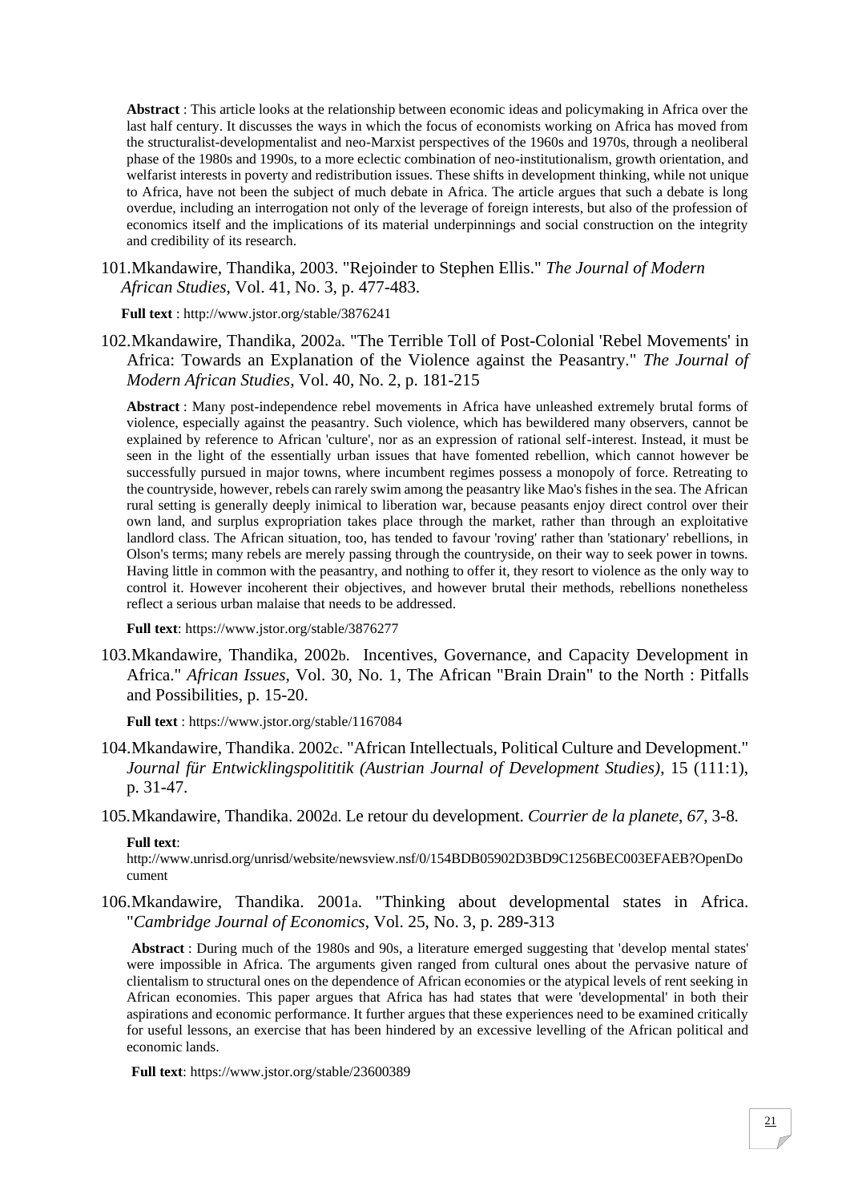**Abstract** : This article looks at the relationship between economic ideas and policymaking in Africa over the last half century. It discusses the ways in which the focus of economists working on Africa has moved from the structuralist-developmentalist and neo-Marxist perspectives of the 1960s and 1970s, through a neoliberal phase of the 1980s and 1990s, to a more eclectic combination of neo-institutionalism, growth orientation, and welfarist interests in poverty and redistribution issues. These shifts in development thinking, while not unique to Africa, have not been the subject of much debate in Africa. The article argues that such a debate is long overdue, including an interrogation not only of the leverage of foreign interests, but also of the profession of economics itself and the implications of its material underpinnings and social construction on the integrity and credibility of its research.

101. Mkandawire, Thandika, 2003. "Rejoinder to Stephen Ellis." *The Journal of Modern African Studies*, Vol. 41, No. 3, p. 477-483.

   **Full text** : http://www.jstor.org/stable/3876241

102. Mkandawire, Thandika, 2002a. "The Terrible Toll of Post-Colonial 'Rebel Movements' in Africa: Towards an Explanation of the Violence against the Peasantry." *The Journal of Modern African Studies*, Vol. 40, No. 2, p. 181-215

   **Abstract** : Many post-independence rebel movements in Africa have unleashed extremely brutal forms of violence, especially against the peasantry. Such violence, which has bewildered many observers, cannot be explained by reference to African 'culture', nor as an expression of rational self-interest. Instead, it must be seen in the light of the essentially urban issues that have fomented rebellion, which cannot however be successfully pursued in major towns, where incumbent regimes possess a monopoly of force. Retreating to the countryside, however, rebels can rarely swim among the peasantry like Mao's fishes in the sea. The African rural setting is generally deeply inimical to liberation war, because peasants enjoy direct control over their own land, and surplus expropriation takes place through the market, rather than through an exploitative landlord class. The African situation, too, has tended to favour 'roving' rather than 'stationary' rebellions, in Olson's terms; many rebels are merely passing through the countryside, on their way to seek power in towns. Having little in common with the peasantry, and nothing to offer it, they resort to violence as the only way to control it. However incoherent their objectives, and however brutal their methods, rebellions nonetheless reflect a serious urban malaise that needs to be addressed.

   **Full text**: https://www.jstor.org/stable/3876277

103. Mkandawire, Thandika, 2002b. Incentives, Governance, and Capacity Development in Africa." *African Issues*, Vol. 30, No. 1, The African "Brain Drain" to the North : Pitfalls and Possibilities, p. 15-20.

   **Full text** : https://www.jstor.org/stable/1167084

104. Mkandawire, Thandika. 2002c. "African Intellectuals, Political Culture and Development." *Journal für Entwicklingspolititik (Austrian Journal of Development Studies)*, 15 (111:1), p. 31-47.

105. Mkandawire, Thandika. 2002d. Le retour du development. *Courrier de la planete*, *67*, 3-8.

   **Full text**:
   http://www.unrisd.org/unrisd/website/newsview.nsf/0/154BDB05902D3BD9C1256BEC003EFAEB?OpenDocument

106. Mkandawire, Thandika. 2001a. "Thinking about developmental states in Africa. "*Cambridge Journal of Economics*, Vol. 25, No. 3, p. 289-313

   **Abstract** : During much of the 1980s and 90s, a literature emerged suggesting that 'develop mental states' were impossible in Africa. The arguments given ranged from cultural ones about the pervasive nature of clientalism to structural ones on the dependence of African economies or the atypical levels of rent seeking in African economies. This paper argues that Africa has had states that were 'developmental' in both their aspirations and economic performance. It further argues that these experiences need to be examined critically for useful lessons, an exercise that has been hindered by an excessive levelling of the African political and economic lands.

   **Full text**: https://www.jstor.org/stable/23600389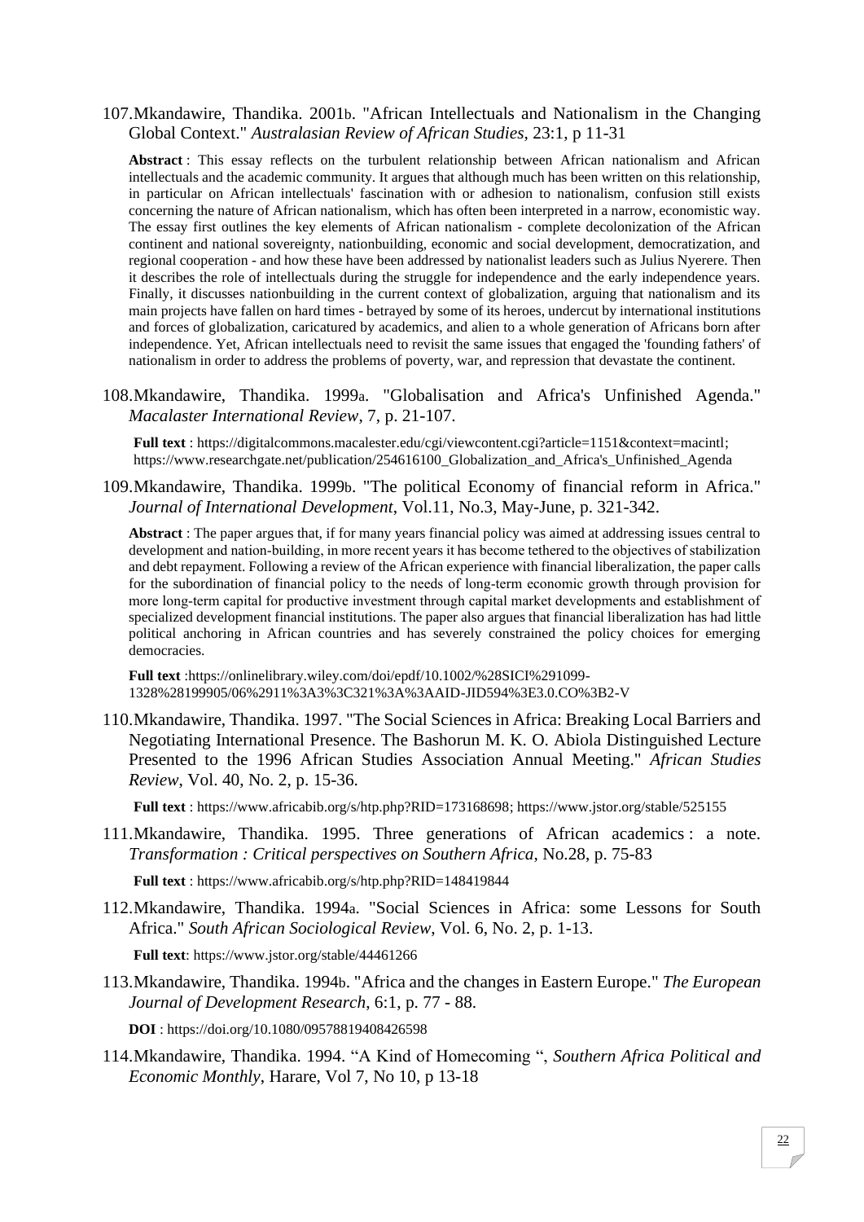107. Mkandawire, Thandika. 2001b. "African Intellectuals and Nationalism in the Changing Global Context." *Australasian Review of African Studies*, 23:1, p 11-31

   **Abstract** : This essay reflects on the turbulent relationship between African nationalism and African intellectuals and the academic community. It argues that although much has been written on this relationship, in particular on African intellectuals' fascination with or adhesion to nationalism, confusion still exists concerning the nature of African nationalism, which has often been interpreted in a narrow, economistic way. The essay first outlines the key elements of African nationalism - complete decolonization of the African continent and national sovereignty, nationbuilding, economic and social development, democratization, and regional cooperation - and how these have been addressed by nationalist leaders such as Julius Nyerere. Then it describes the role of intellectuals during the struggle for independence and the early independence years. Finally, it discusses nationbuilding in the current context of globalization, arguing that nationalism and its main projects have fallen on hard times - betrayed by some of its heroes, undercut by international institutions and forces of globalization, caricatured by academics, and alien to a whole generation of Africans born after independence. Yet, African intellectuals need to revisit the same issues that engaged the 'founding fathers' of nationalism in order to address the problems of poverty, war, and repression that devastate the continent.

108. Mkandawire, Thandika. 1999a. "Globalisation and Africa's Unfinished Agenda." *Macalaster International Review*, 7, p. 21-107.

   **Full text** : https://digitalcommons.macalester.edu/cgi/viewcontent.cgi?article=1151&context=macintl; https://www.researchgate.net/publication/254616100_Globalization_and_Africa's_Unfinished_Agenda

109. Mkandawire, Thandika. 1999b. "The political Economy of financial reform in Africa." *Journal of International Development*, Vol.11, No.3, May-June, p. 321-342.

   **Abstract** : The paper argues that, if for many years financial policy was aimed at addressing issues central to development and nation-building, in more recent years it has become tethered to the objectives of stabilization and debt repayment. Following a review of the African experience with financial liberalization, the paper calls for the subordination of financial policy to the needs of long-term economic growth through provision for more long-term capital for productive investment through capital market developments and establishment of specialized development financial institutions. The paper also argues that financial liberalization has had little political anchoring in African countries and has severely constrained the policy choices for emerging democracies.

   **Full text** :https://onlinelibrary.wiley.com/doi/epdf/10.1002/%28SICI%291099-1328%28199905/06%2911%3A3%3C321%3A%3AAID-JID594%3E3.0.CO%3B2-V

110. Mkandawire, Thandika. 1997. "The Social Sciences in Africa: Breaking Local Barriers and Negotiating International Presence. The Bashorun M. K. O. Abiola Distinguished Lecture Presented to the 1996 African Studies Association Annual Meeting." *African Studies Review*, Vol. 40, No. 2, p. 15-36.

   **Full text** : https://www.africabib.org/s/htp.php?RID=173168698; https://www.jstor.org/stable/525155

111. Mkandawire, Thandika. 1995. Three generations of African academics : a note. *Transformation : Critical perspectives on Southern Africa*, No.28, p. 75-83

   **Full text** : https://www.africabib.org/s/htp.php?RID=148419844

112. Mkandawire, Thandika. 1994a. "Social Sciences in Africa: some Lessons for South Africa." *South African Sociological Review*, Vol. 6, No. 2, p. 1-13.

   **Full text**: https://www.jstor.org/stable/44461266

113. Mkandawire, Thandika. 1994b. "Africa and the changes in Eastern Europe." *The European Journal of Development Research*, 6:1, p. 77 - 88.

   **DOI** : https://doi.org/10.1080/09578819408426598

114. Mkandawire, Thandika. 1994. "A Kind of Homecoming ", *Southern Africa Political and Economic Monthly*, Harare, Vol 7, No 10, p 13-18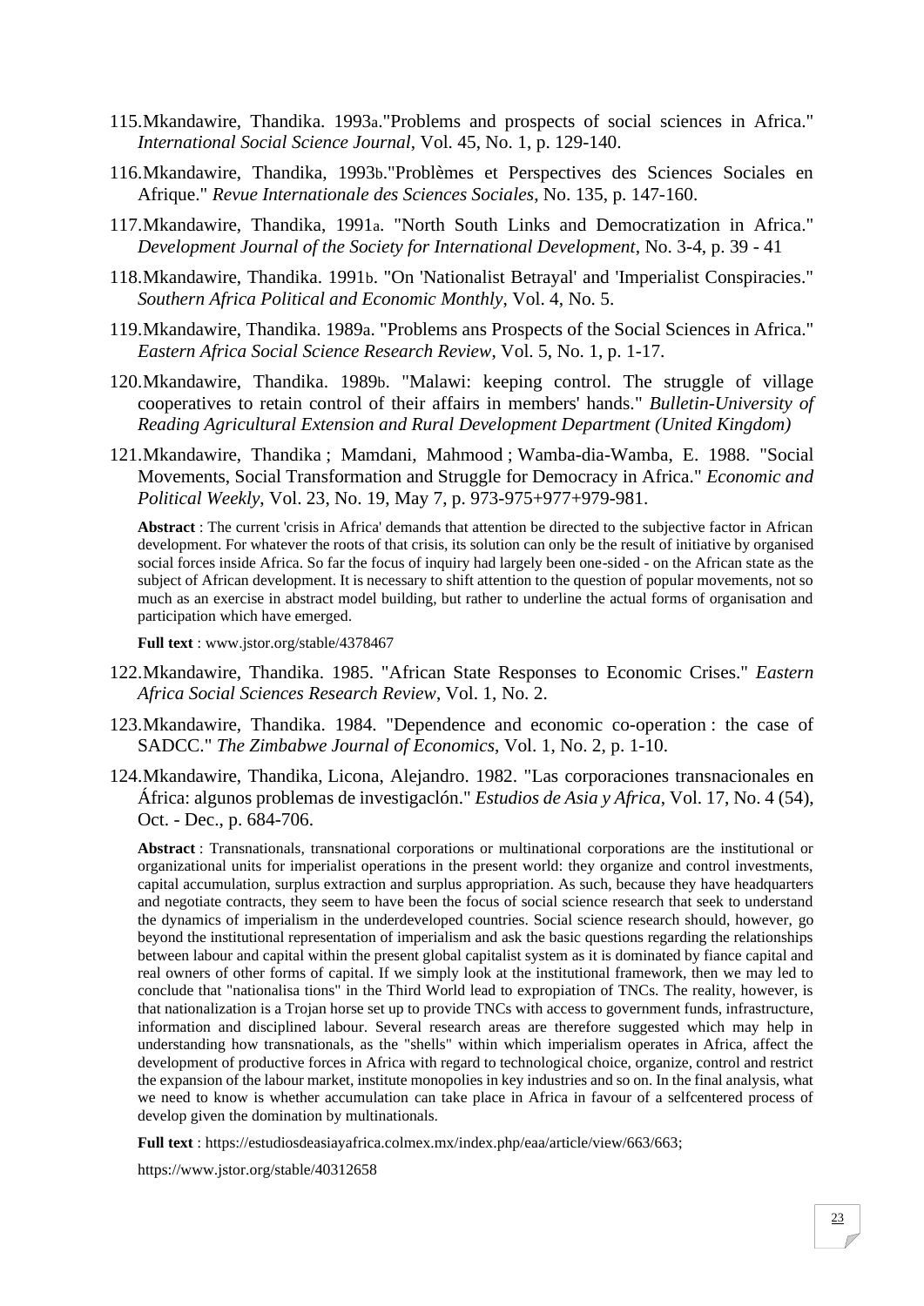115. Mkandawire, Thandika. 1993a."Problems and prospects of social sciences in Africa." *International Social Science Journal*, Vol. 45, No. 1, p. 129-140.

116. Mkandawire, Thandika, 1993b."Problèmes et Perspectives des Sciences Sociales en Afrique." *Revue Internationale des Sciences Sociales*, No. 135, p. 147-160.

117. Mkandawire, Thandika, 1991a. "North South Links and Democratization in Africa." *Development Journal of the Society for International Development*, No. 3-4, p. 39 - 41

118. Mkandawire, Thandika. 1991b. "On 'Nationalist Betrayal' and 'Imperialist Conspiracies." *Southern Africa Political and Economic Monthly*, Vol. 4, No. 5.

119. Mkandawire, Thandika. 1989a. "Problems ans Prospects of the Social Sciences in Africa." *Eastern Africa Social Science Research Review*, Vol. 5, No. 1, p. 1-17.

120. Mkandawire, Thandika. 1989b. "Malawi: keeping control. The struggle of village cooperatives to retain control of their affairs in members' hands." *Bulletin-University of Reading Agricultural Extension and Rural Development Department (United Kingdom)*

121. Mkandawire, Thandika ; Mamdani, Mahmood ; Wamba-dia-Wamba, E. 1988. "Social Movements, Social Transformation and Struggle for Democracy in Africa." *Economic and Political Weekly*, Vol. 23, No. 19, May 7, p. 973-975+977+979-981.

    **Abstract** : The current 'crisis in Africa' demands that attention be directed to the subjective factor in African development. For whatever the roots of that crisis, its solution can only be the result of initiative by organised social forces inside Africa. So far the focus of inquiry had largely been one-sided - on the African state as the subject of African development. It is necessary to shift attention to the question of popular movements, not so much as an exercise in abstract model building, but rather to underline the actual forms of organisation and participation which have emerged.

    **Full text** : www.jstor.org/stable/4378467

122. Mkandawire, Thandika. 1985. "African State Responses to Economic Crises." *Eastern Africa Social Sciences Research Review*, Vol. 1, No. 2.

123. Mkandawire, Thandika. 1984. "Dependence and economic co-operation : the case of SADCC." *The Zimbabwe Journal of Economics*, Vol. 1, No. 2, p. 1-10.

124. Mkandawire, Thandika, Licona, Alejandro. 1982. "Las corporaciones transnacionales en África: algunos problemas de investigaclón." *Estudios de Asia y Africa*, Vol. 17, No. 4 (54), Oct. - Dec., p. 684-706.

    **Abstract** : Transnationals, transnational corporations or multinational corporations are the institutional or organizational units for imperialist operations in the present world: they organize and control investments, capital accumulation, surplus extraction and surplus appropriation. As such, because they have headquarters and negotiate contracts, they seem to have been the focus of social science research that seek to understand the dynamics of imperialism in the underdeveloped countries. Social science research should, however, go beyond the institutional representation of imperialism and ask the basic questions regarding the relationships between labour and capital within the present global capitalist system as it is dominated by fiance capital and real owners of other forms of capital. If we simply look at the institutional framework, then we may led to conclude that "nationalisa tions" in the Third World lead to expropiation of TNCs. The reality, however, is that nationalization is a Trojan horse set up to provide TNCs with access to government funds, infrastructure, information and disciplined labour. Several research areas are therefore suggested which may help in understanding how transnationals, as the "shells" within which imperialism operates in Africa, affect the development of productive forces in Africa with regard to technological choice, organize, control and restrict the expansion of the labour market, institute monopolies in key industries and so on. In the final analysis, what we need to know is whether accumulation can take place in Africa in favour of a selfcentered process of develop given the domination by multinationals.

    **Full text** : https://estudiosdeasiayafrica.colmex.mx/index.php/eaa/article/view/663/663;

    https://www.jstor.org/stable/40312658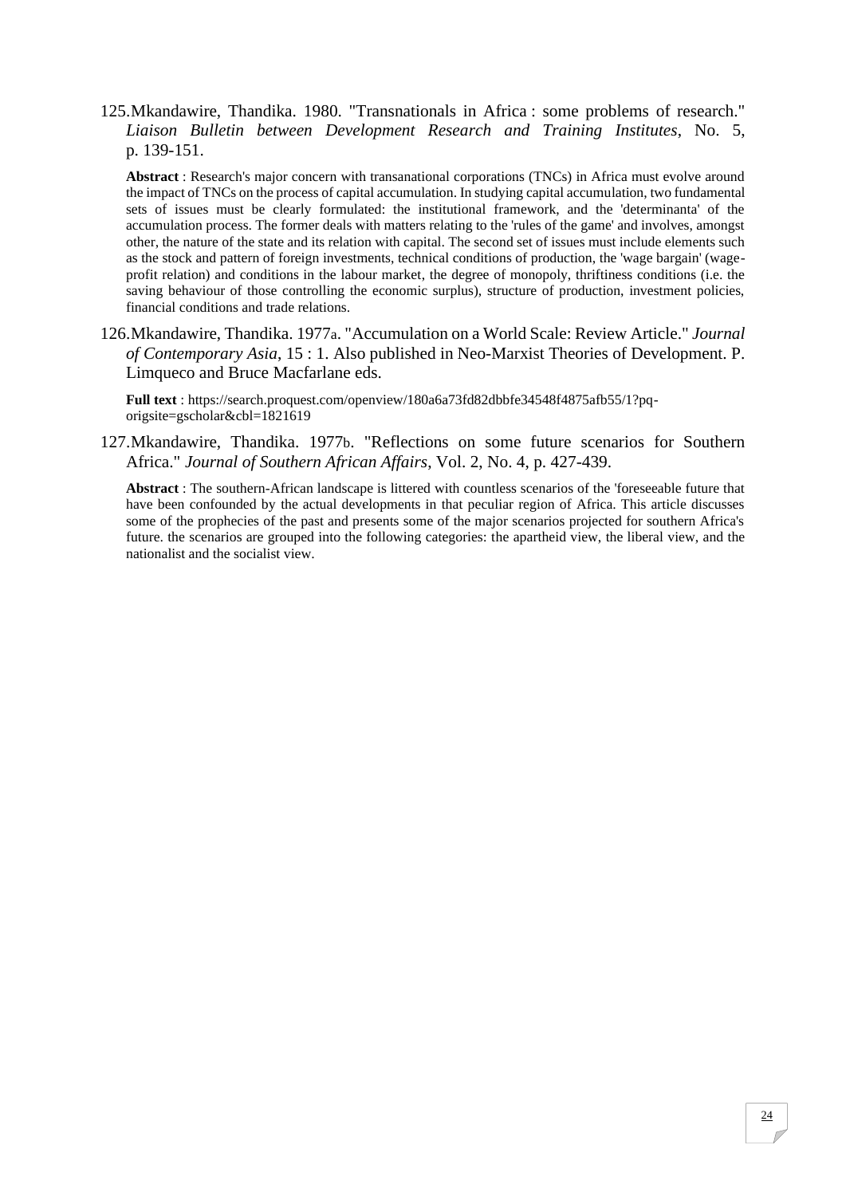125. Mkandawire, Thandika. 1980. "Transnationals in Africa : some problems of research." *Liaison Bulletin between Development Research and Training Institutes*, No. 5, p. 139-151.

**Abstract** : Research's major concern with transanational corporations (TNCs) in Africa must evolve around the impact of TNCs on the process of capital accumulation. In studying capital accumulation, two fundamental sets of issues must be clearly formulated: the institutional framework, and the 'determinanta' of the accumulation process. The former deals with matters relating to the 'rules of the game' and involves, amongst other, the nature of the state and its relation with capital. The second set of issues must include elements such as the stock and pattern of foreign investments, technical conditions of production, the 'wage bargain' (wage-profit relation) and conditions in the labour market, the degree of monopoly, thriftiness conditions (i.e. the saving behaviour of those controlling the economic surplus), structure of production, investment policies, financial conditions and trade relations.

126. Mkandawire, Thandika. 1977a. "Accumulation on a World Scale: Review Article." *Journal of Contemporary Asia*, 15 : 1. Also published in Neo-Marxist Theories of Development. P. Limqueco and Bruce Macfarlane eds.

**Full text** : https://search.proquest.com/openview/180a6a73fd82dbbfe34548f4875afb55/1?pq-origsite=gscholar&cbl=1821619

127. Mkandawire, Thandika. 1977b. "Reflections on some future scenarios for Southern Africa." *Journal of Southern African Affairs*, Vol. 2, No. 4, p. 427-439.

**Abstract** : The southern-African landscape is littered with countless scenarios of the 'foreseeable future that have been confounded by the actual developments in that peculiar region of Africa. This article discusses some of the prophecies of the past and presents some of the major scenarios projected for southern Africa's future. the scenarios are grouped into the following categories: the apartheid view, the liberal view, and the nationalist and the socialist view.